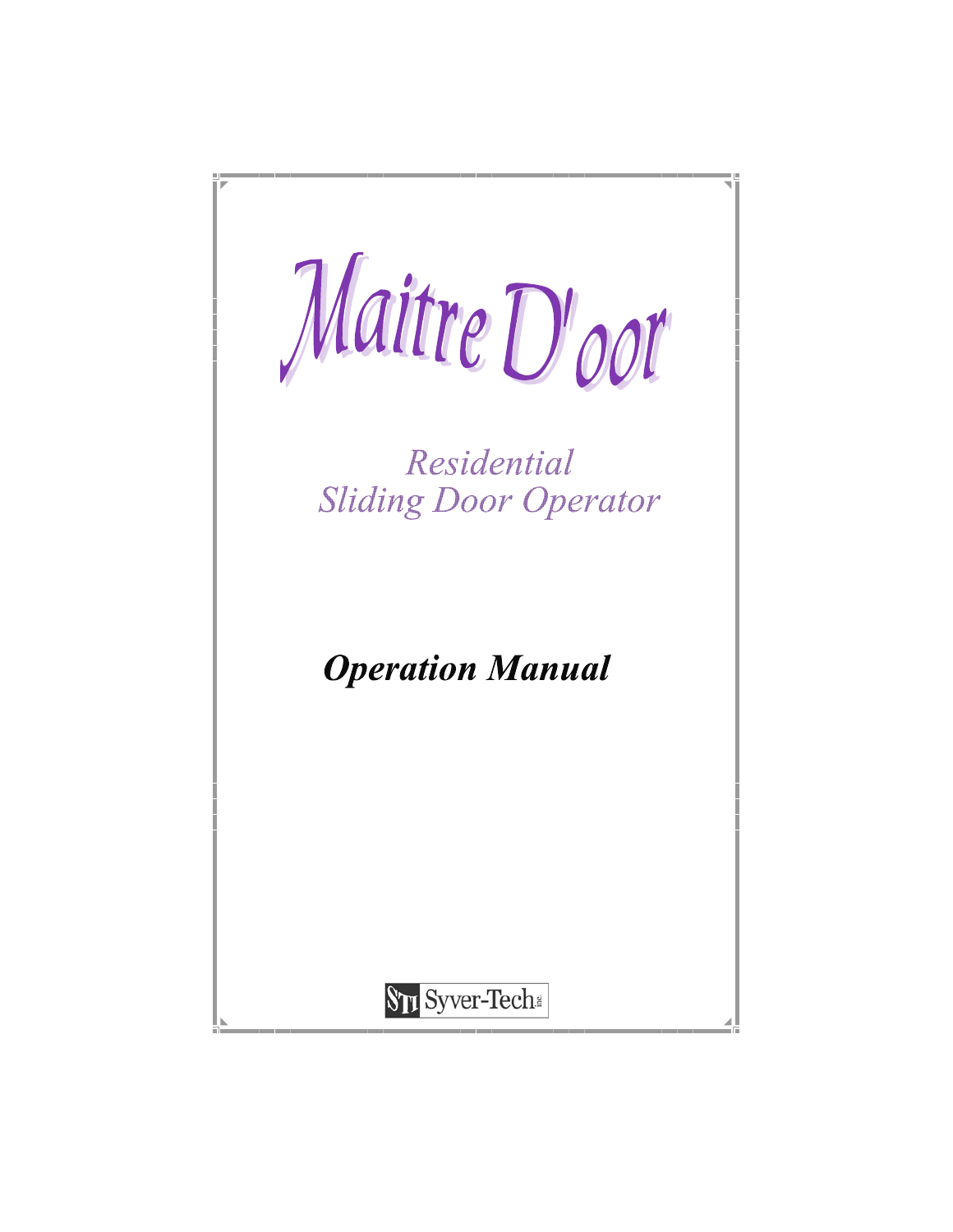# Maitre D'oor

*Residential*
*Sliding Door Operator*

## *Operation Manual*

STI Syver-Tech Inc.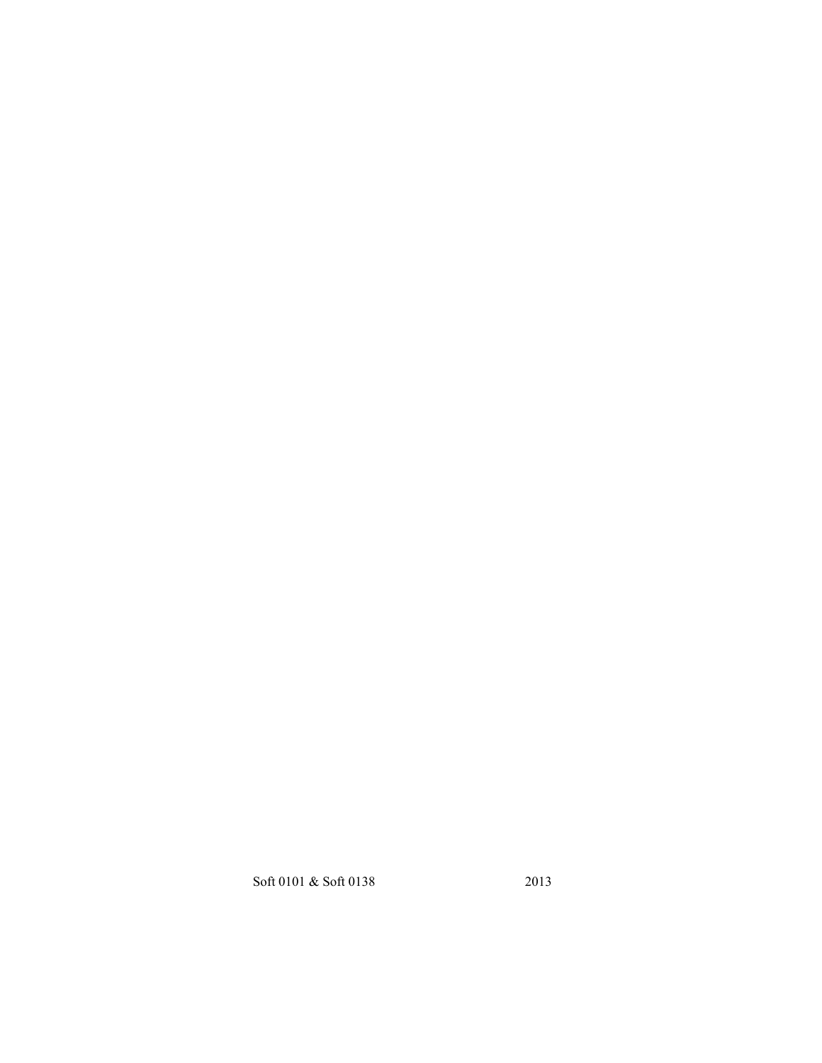Soft 0101 & Soft 0138 2013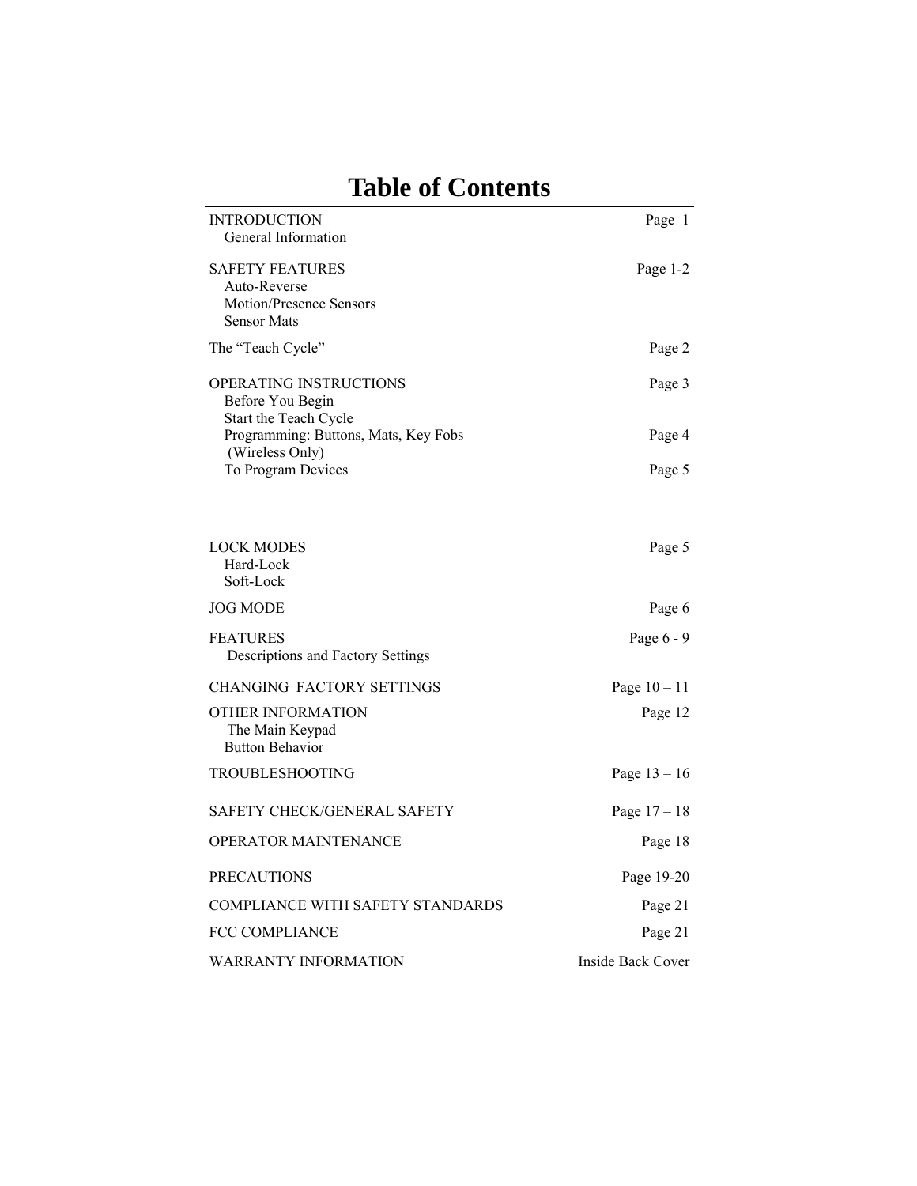# Table of Contents

| | |
|---|---|
| INTRODUCTION<br>General Information | Page 1 |
| SAFETY FEATURES<br>Auto-Reverse<br>Motion/Presence Sensors<br>Sensor Mats | Page 1-2 |
| The "Teach Cycle" | Page 2 |
| OPERATING INSTRUCTIONS<br>Before You Begin<br>Start the Teach Cycle | Page 3 |
| Programming: Buttons, Mats, Key Fobs<br>(Wireless Only) | Page 4 |
| To Program Devices | Page 5 |
| LOCK MODES<br>Hard-Lock<br>Soft-Lock | Page 5 |
| JOG MODE | Page 6 |
| FEATURES<br>Descriptions and Factory Settings | Page 6 - 9 |
| CHANGING FACTORY SETTINGS | Page 10 – 11 |
| OTHER INFORMATION<br>The Main Keypad<br>Button Behavior | Page 12 |
| TROUBLESHOOTING | Page 13 – 16 |
| SAFETY CHECK/GENERAL SAFETY | Page 17 – 18 |
| OPERATOR MAINTENANCE | Page 18 |
| PRECAUTIONS | Page 19-20 |
| COMPLIANCE WITH SAFETY STANDARDS | Page 21 |
| FCC COMPLIANCE | Page 21 |
| WARRANTY INFORMATION | Inside Back Cover |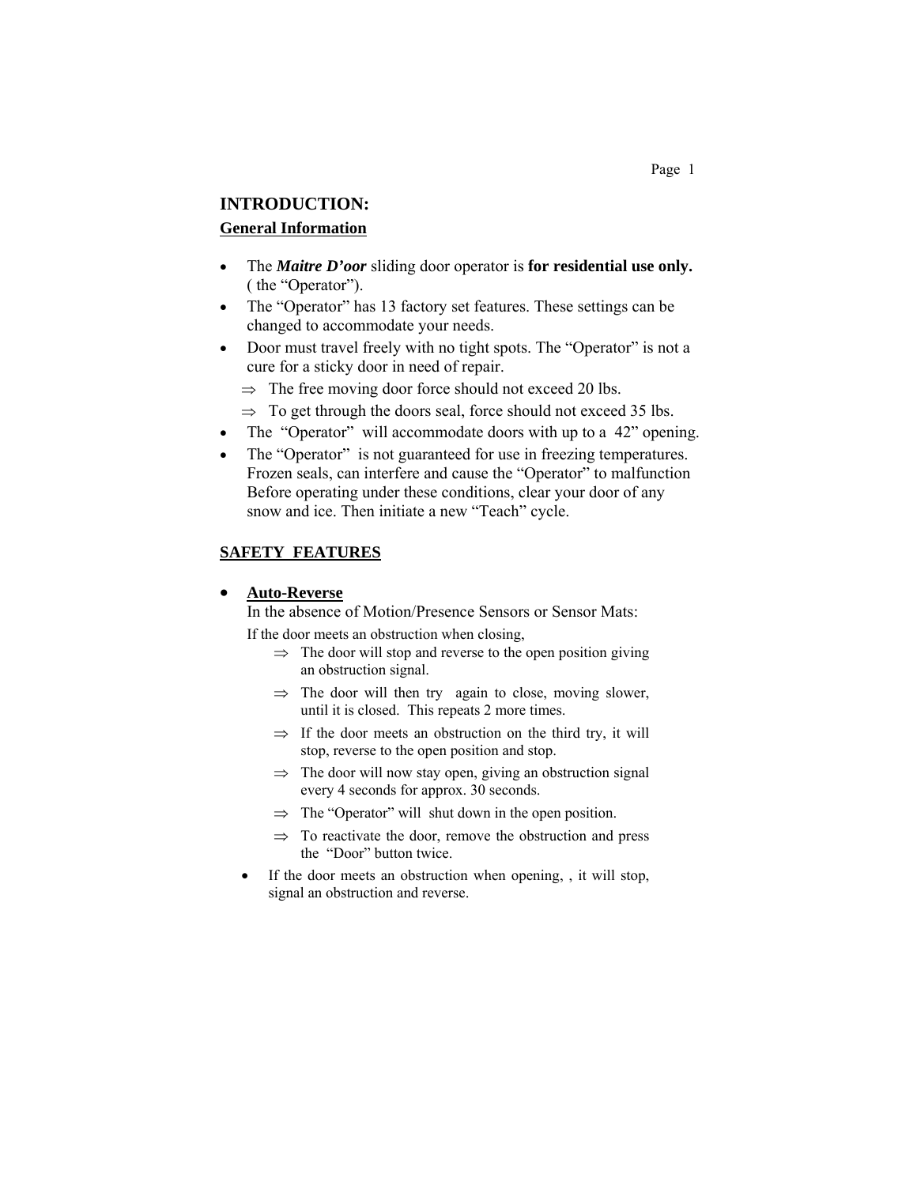## INTRODUCTION:

### General Information

- The ***Maitre D'oor*** sliding door operator is **for residential use only.** ( the "Operator").
- The "Operator" has 13 factory set features. These settings can be changed to accommodate your needs.
- Door must travel freely with no tight spots. The "Operator" is not a cure for a sticky door in need of repair.
  - ⇒ The free moving door force should not exceed 20 lbs.
  - ⇒ To get through the doors seal, force should not exceed 35 lbs.
- The "Operator" will accommodate doors with up to a 42" opening.
- The "Operator" is not guaranteed for use in freezing temperatures. Frozen seals, can interfere and cause the "Operator" to malfunction Before operating under these conditions, clear your door of any snow and ice. Then initiate a new "Teach" cycle.

### SAFETY FEATURES

- **Auto-Reverse**

  In the absence of Motion/Presence Sensors or Sensor Mats:

  If the door meets an obstruction when closing,
  - ⇒ The door will stop and reverse to the open position giving an obstruction signal.
  - ⇒ The door will then try again to close, moving slower, until it is closed. This repeats 2 more times.
  - ⇒ If the door meets an obstruction on the third try, it will stop, reverse to the open position and stop.
  - ⇒ The door will now stay open, giving an obstruction signal every 4 seconds for approx. 30 seconds.
  - ⇒ The "Operator" will shut down in the open position.
  - ⇒ To reactivate the door, remove the obstruction and press the "Door" button twice.
  - If the door meets an obstruction when opening, , it will stop, signal an obstruction and reverse.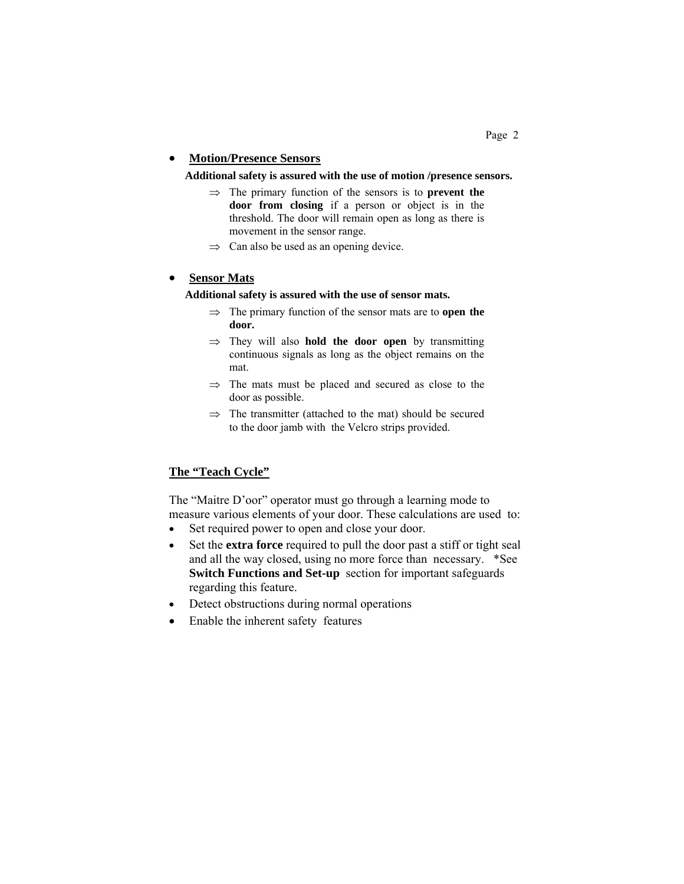- **Motion/Presence Sensors**

  **Additional safety is assured with the use of motion /presence sensors.**

  ⇒ The primary function of the sensors is to **prevent the door from closing** if a person or object is in the threshold. The door will remain open as long as there is movement in the sensor range.

  ⇒ Can also be used as an opening device.

- **Sensor Mats**

  **Additional safety is assured with the use of sensor mats.**

  ⇒ The primary function of the sensor mats are to **open the door.**

  ⇒ They will also **hold the door open** by transmitting continuous signals as long as the object remains on the mat.

  ⇒ The mats must be placed and secured as close to the door as possible.

  ⇒ The transmitter (attached to the mat) should be secured to the door jamb with the Velcro strips provided.

## The "Teach Cycle"

The "Maitre D'oor" operator must go through a learning mode to measure various elements of your door. These calculations are used to:

- Set required power to open and close your door.
- Set the **extra force** required to pull the door past a stiff or tight seal and all the way closed, using no more force than necessary. *See **Switch Functions and Set-up** section for important safeguards regarding this feature.
- Detect obstructions during normal operations
- Enable the inherent safety features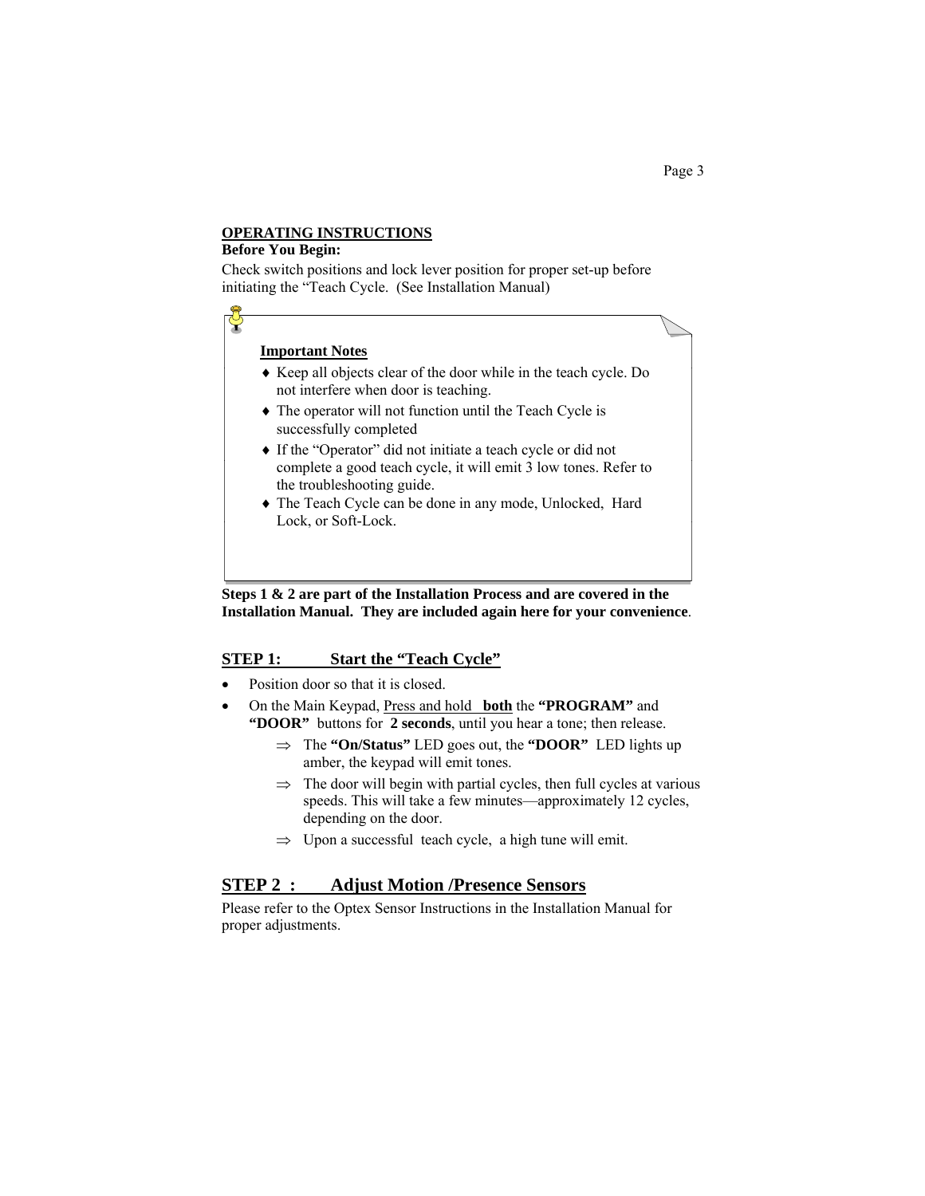## OPERATING INSTRUCTIONS

**Before You Begin:**

Check switch positions and lock lever position for proper set-up before initiating the "Teach Cycle. (See Installation Manual)

### Important Notes

- Keep all objects clear of the door while in the teach cycle. Do not interfere when door is teaching.
- The operator will not function until the Teach Cycle is successfully completed
- If the "Operator" did not initiate a teach cycle or did not complete a good teach cycle, it will emit 3 low tones. Refer to the troubleshooting guide.
- The Teach Cycle can be done in any mode, Unlocked, Hard Lock, or Soft-Lock.

**Steps 1 & 2 are part of the Installation Process and are covered in the Installation Manual. They are included again here for your convenience**.

## STEP 1: Start the "Teach Cycle"

- Position door so that it is closed.
- On the Main Keypad, Press and hold **both** the **"PROGRAM"** and **"DOOR"** buttons for **2 seconds**, until you hear a tone; then release.
  - ⇒ The **"On/Status"** LED goes out, the **"DOOR"** LED lights up amber, the keypad will emit tones.
  - ⇒ The door will begin with partial cycles, then full cycles at various speeds. This will take a few minutes—approximately 12 cycles, depending on the door.
  - ⇒ Upon a successful teach cycle, a high tune will emit.

## STEP 2 : Adjust Motion /Presence Sensors

Please refer to the Optex Sensor Instructions in the Installation Manual for proper adjustments.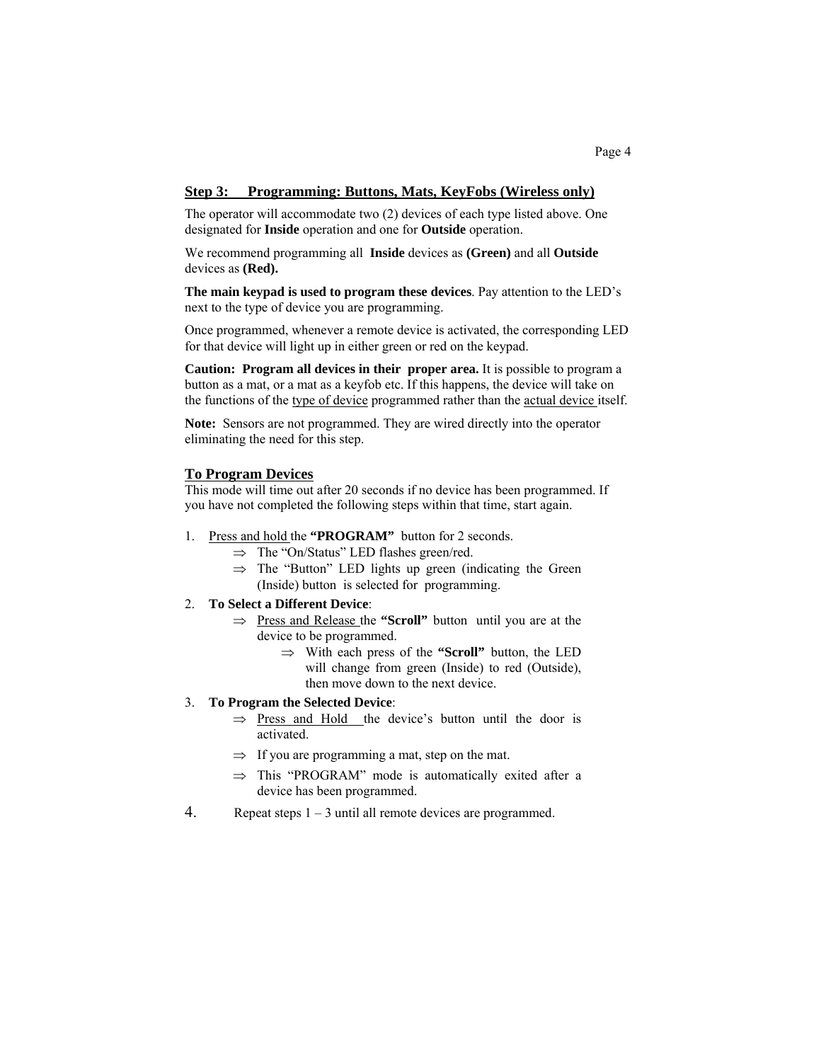## Step 3: Programming: Buttons, Mats, KeyFobs (Wireless only)

The operator will accommodate two (2) devices of each type listed above. One designated for **Inside** operation and one for **Outside** operation.

We recommend programming all **Inside** devices as **(Green)** and all **Outside** devices as **(Red).**

**The main keypad is used to program these devices**. Pay attention to the LED's next to the type of device you are programming.

Once programmed, whenever a remote device is activated, the corresponding LED for that device will light up in either green or red on the keypad.

**Caution: Program all devices in their proper area.** It is possible to program a button as a mat, or a mat as a keyfob etc. If this happens, the device will take on the functions of the type of device programmed rather than the actual device itself.

**Note:** Sensors are not programmed. They are wired directly into the operator eliminating the need for this step.

### To Program Devices

This mode will time out after 20 seconds if no device has been programmed. If you have not completed the following steps within that time, start again.

1. Press and hold the **"PROGRAM"** button for 2 seconds.
   - ⇒ The "On/Status" LED flashes green/red.
   - ⇒ The "Button" LED lights up green (indicating the Green (Inside) button is selected for programming.
2. **To Select a Different Device**:
   - ⇒ Press and Release the **"Scroll"** button until you are at the device to be programmed.
     - ⇒ With each press of the **"Scroll"** button, the LED will change from green (Inside) to red (Outside), then move down to the next device.
3. **To Program the Selected Device**:
   - ⇒ Press and Hold the device's button until the door is activated.
   - ⇒ If you are programming a mat, step on the mat.
   - ⇒ This "PROGRAM" mode is automatically exited after a device has been programmed.
4. Repeat steps 1 – 3 until all remote devices are programmed.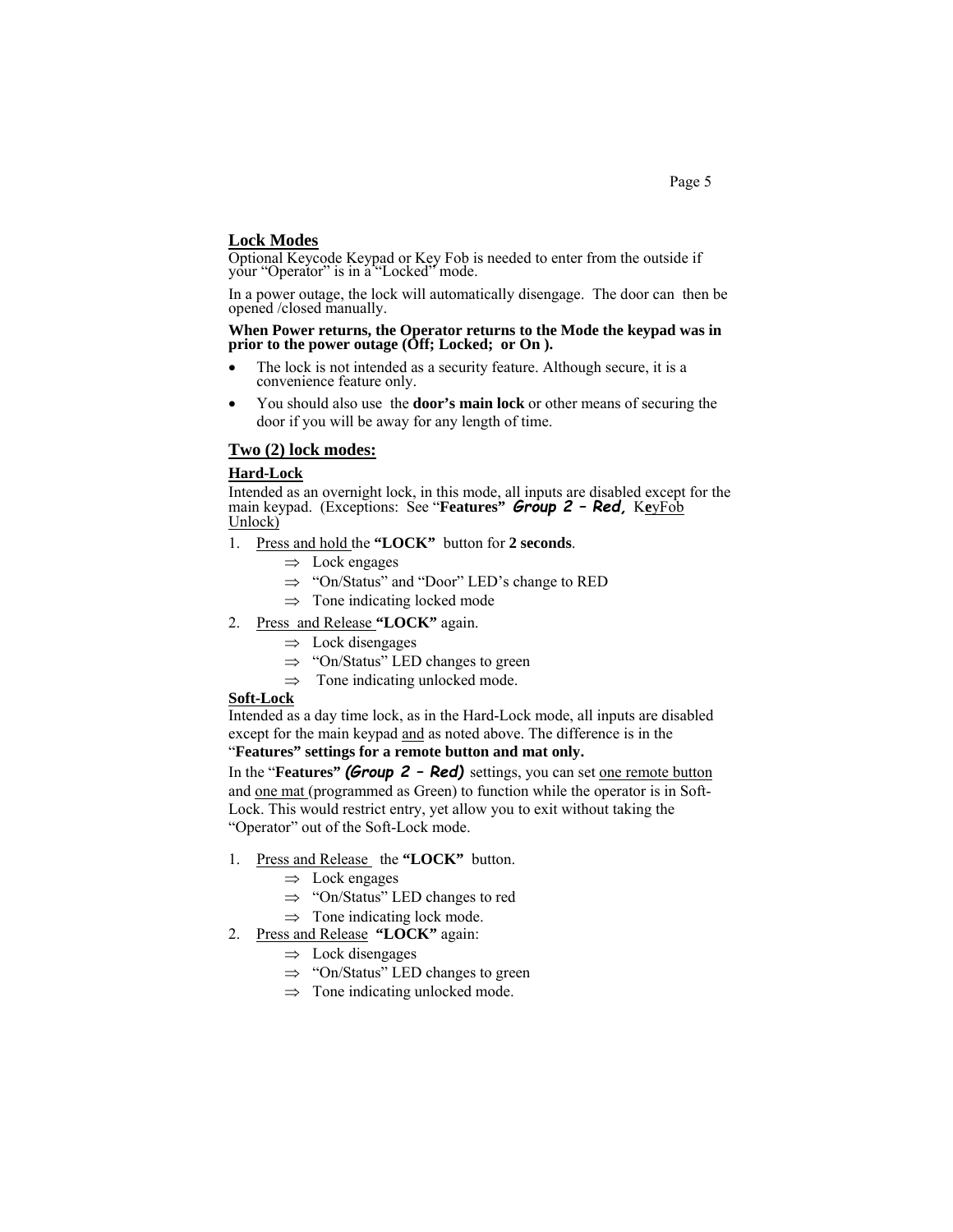## Lock Modes

Optional Keycode Keypad or Key Fob is needed to enter from the outside if your "Operator" is in a "Locked" mode.

In a power outage, the lock will automatically disengage. The door can then be opened /closed manually.

**When Power returns, the Operator returns to the Mode the keypad was in prior to the power outage (Off; Locked; or On ).**

- The lock is not intended as a security feature. Although secure, it is a convenience feature only.
- You should also use the **door's main lock** or other means of securing the door if you will be away for any length of time.

## Two (2) lock modes:

### Hard-Lock

Intended as an overnight lock, in this mode, all inputs are disabled except for the main keypad. (Exceptions: See "**Features"** ***Group 2 – Red,*** KeyFob Unlock)

1. Press and hold the **"LOCK"** button for **2 seconds**.
   - ⇒ Lock engages
   - ⇒ "On/Status" and "Door" LED's change to RED
   - ⇒ Tone indicating locked mode
2. Press and Release **"LOCK"** again.
   - ⇒ Lock disengages
   - ⇒ "On/Status" LED changes to green
   - ⇒ Tone indicating unlocked mode.

### Soft-Lock

Intended as a day time lock, as in the Hard-Lock mode, all inputs are disabled except for the main keypad and as noted above. The difference is in the "**Features" settings for a remote button and mat only.**

In the "**Features"** ***(Group 2 – Red)*** settings, you can set one remote button and one mat (programmed as Green) to function while the operator is in Soft-Lock. This would restrict entry, yet allow you to exit without taking the "Operator" out of the Soft-Lock mode.

1. Press and Release the **"LOCK"** button.
   - ⇒ Lock engages
   - ⇒ "On/Status" LED changes to red
   - ⇒ Tone indicating lock mode.
2. Press and Release **"LOCK"** again:
   - ⇒ Lock disengages
   - ⇒ "On/Status" LED changes to green
   - ⇒ Tone indicating unlocked mode.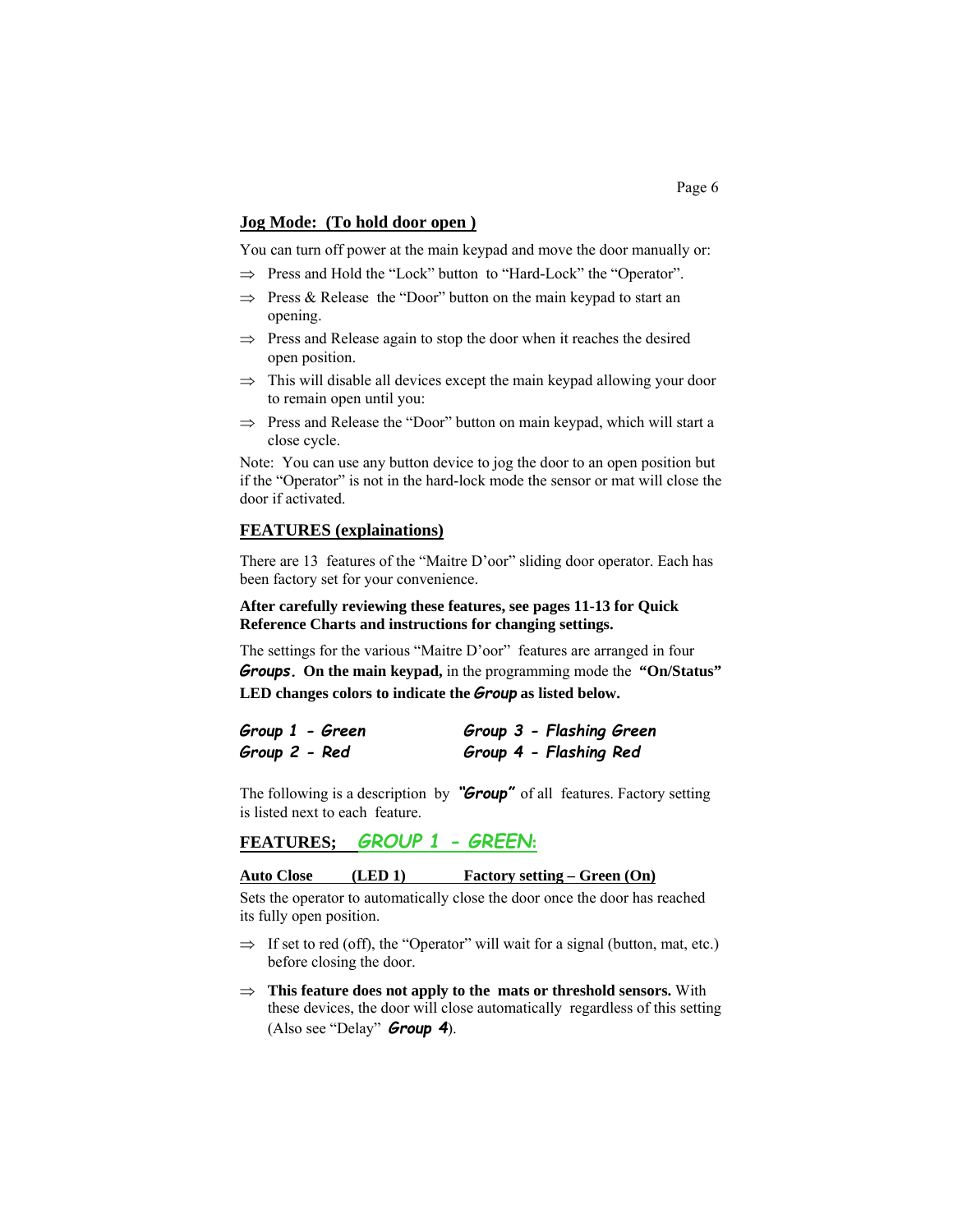## Jog Mode: (To hold door open )

You can turn off power at the main keypad and move the door manually or:

⇒ Press and Hold the "Lock" button to "Hard-Lock" the "Operator".

⇒ Press & Release the "Door" button on the main keypad to start an opening.

⇒ Press and Release again to stop the door when it reaches the desired open position.

⇒ This will disable all devices except the main keypad allowing your door to remain open until you:

⇒ Press and Release the "Door" button on main keypad, which will start a close cycle.

Note: You can use any button device to jog the door to an open position but if the "Operator" is not in the hard-lock mode the sensor or mat will close the door if activated.

## FEATURES (explainations)

There are 13 features of the "Maitre D'oor" sliding door operator. Each has been factory set for your convenience.

**After carefully reviewing these features, see pages 11-13 for Quick Reference Charts and instructions for changing settings.**

The settings for the various "Maitre D'oor" features are arranged in four ***Groups***. **On the main keypad,** in the programming mode the **"On/Status" LED changes colors to indicate the *Group* as listed below.**

***Group 1 - Green*** ***Group 3 - Flashing Green***
***Group 2 - Red*** ***Group 4 - Flashing Red***

The following is a description by ***"Group"*** of all features. Factory setting is listed next to each feature.

## FEATURES; *GROUP 1 - GREEN*:

**Auto Close (LED 1) Factory setting – Green (On)**

Sets the operator to automatically close the door once the door has reached its fully open position.

⇒ If set to red (off), the "Operator" will wait for a signal (button, mat, etc.) before closing the door.

⇒ **This feature does not apply to the mats or threshold sensors.** With these devices, the door will close automatically regardless of this setting (Also see "Delay" ***Group 4***).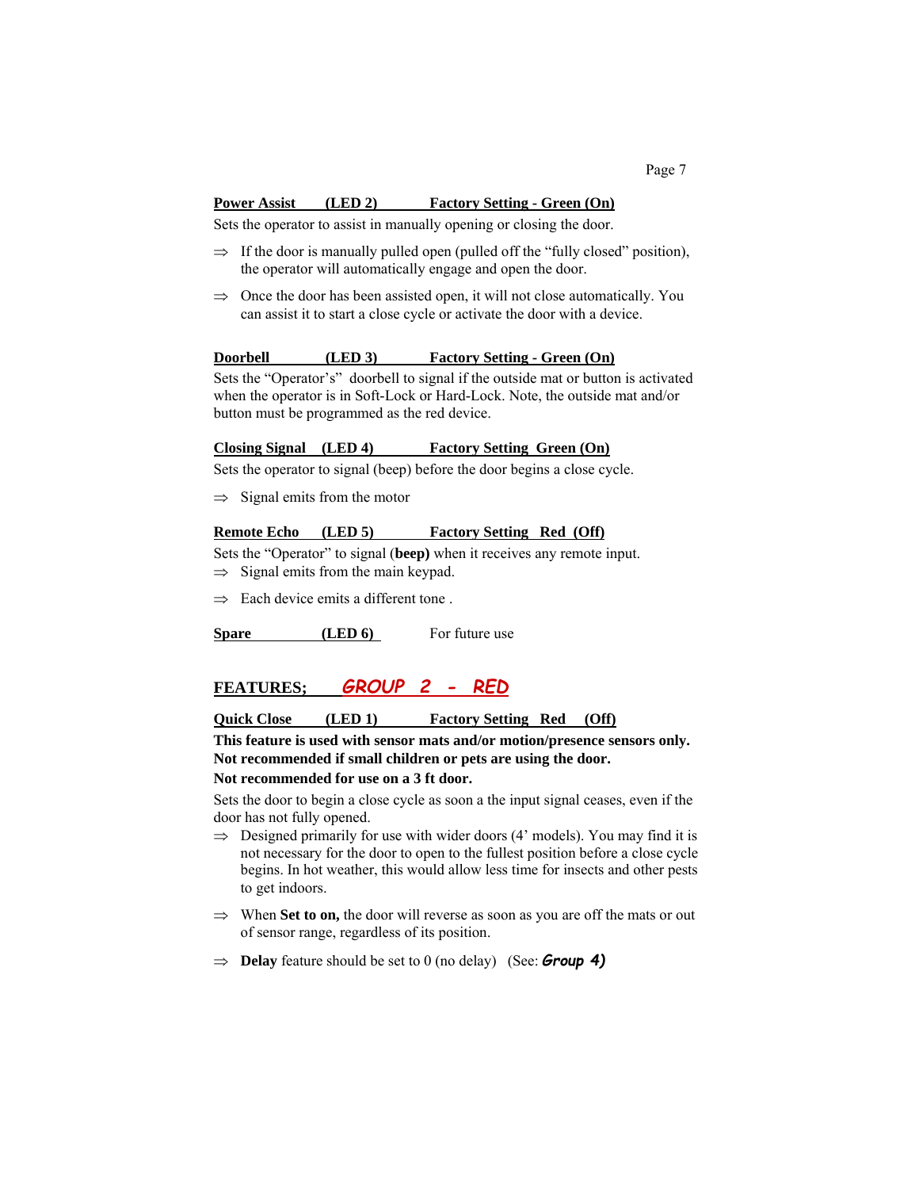**Power Assist (LED 2) Factory Setting - Green (On)**

Sets the operator to assist in manually opening or closing the door.

⇒ If the door is manually pulled open (pulled off the "fully closed" position), the operator will automatically engage and open the door.

⇒ Once the door has been assisted open, it will not close automatically. You can assist it to start a close cycle or activate the door with a device.

**Doorbell (LED 3) Factory Setting - Green (On)**

Sets the "Operator's" doorbell to signal if the outside mat or button is activated when the operator is in Soft-Lock or Hard-Lock. Note, the outside mat and/or button must be programmed as the red device.

**Closing Signal (LED 4) Factory Setting Green (On)**

Sets the operator to signal (beep) before the door begins a close cycle.

⇒ Signal emits from the motor

**Remote Echo (LED 5) Factory Setting Red (Off)**

Sets the "Operator" to signal (**beep)** when it receives any remote input.

⇒ Signal emits from the main keypad.

⇒ Each device emits a different tone .

**Spare (LED 6)** For future use

## FEATURES; *GROUP 2 - RED*

**Quick Close (LED 1) Factory Setting Red (Off)**

**This feature is used with sensor mats and/or motion/presence sensors only. Not recommended if small children or pets are using the door. Not recommended for use on a 3 ft door.**

Sets the door to begin a close cycle as soon a the input signal ceases, even if the door has not fully opened.

⇒ Designed primarily for use with wider doors (4' models). You may find it is not necessary for the door to open to the fullest position before a close cycle begins. In hot weather, this would allow less time for insects and other pests to get indoors.

⇒ When **Set to on,** the door will reverse as soon as you are off the mats or out of sensor range, regardless of its position.

⇒ **Delay** feature should be set to 0 (no delay) (See: ***Group 4)***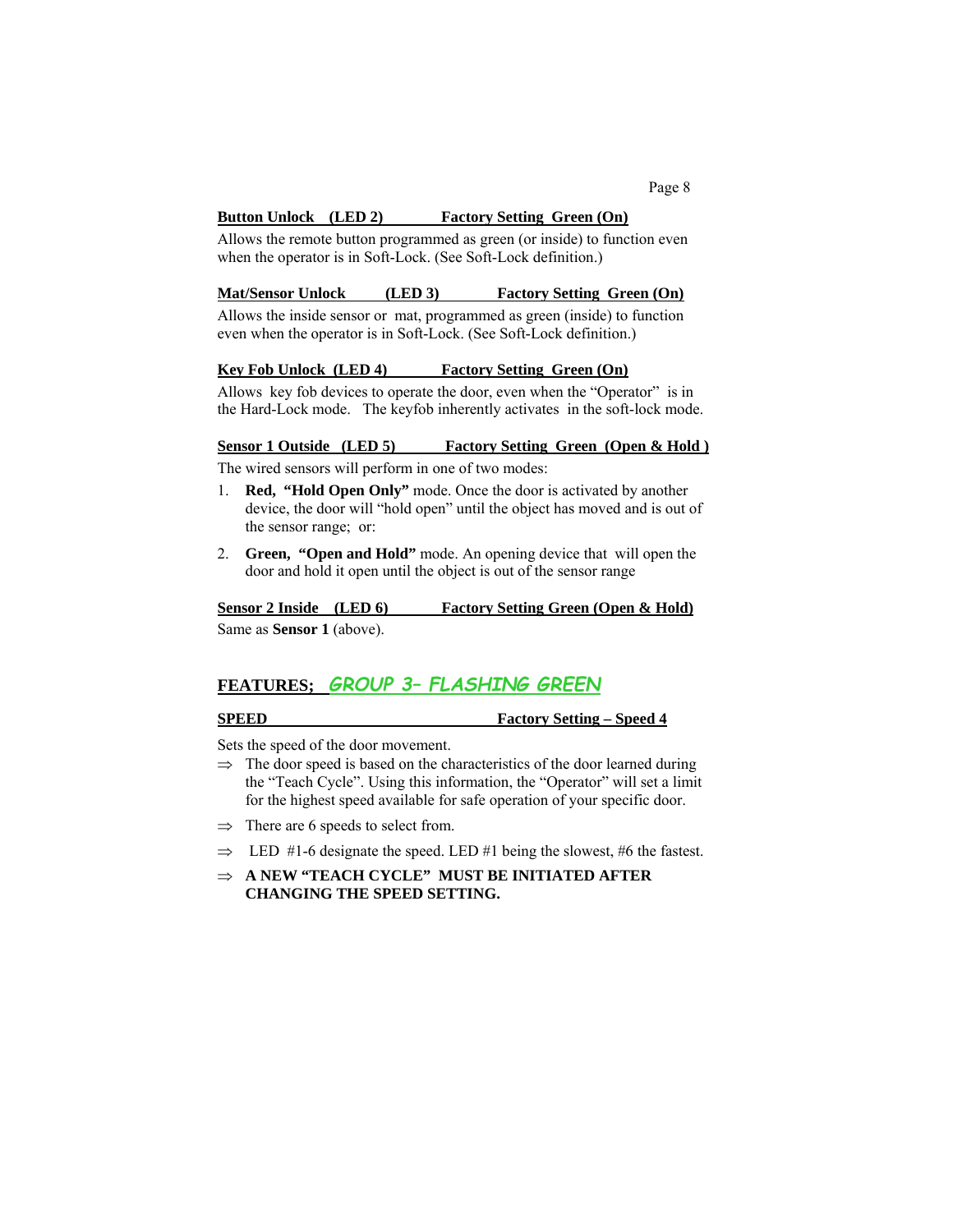**Button Unlock (LED 2) Factory Setting Green (On)**

Allows the remote button programmed as green (or inside) to function even when the operator is in Soft-Lock. (See Soft-Lock definition.)

**Mat/Sensor Unlock (LED 3) Factory Setting Green (On)**

Allows the inside sensor or mat, programmed as green (inside) to function even when the operator is in Soft-Lock. (See Soft-Lock definition.)

**Key Fob Unlock (LED 4) Factory Setting Green (On)**

Allows key fob devices to operate the door, even when the "Operator" is in the Hard-Lock mode. The keyfob inherently activates in the soft-lock mode.

**Sensor 1 Outside (LED 5) Factory Setting Green (Open & Hold )**

The wired sensors will perform in one of two modes:

1. **Red, "Hold Open Only"** mode. Once the door is activated by another device, the door will "hold open" until the object has moved and is out of the sensor range; or:
2. **Green, "Open and Hold"** mode. An opening device that will open the door and hold it open until the object is out of the sensor range

**Sensor 2 Inside (LED 6) Factory Setting Green (Open & Hold)**

Same as **Sensor 1** (above).

## FEATURES; *GROUP 3– FLASHING GREEN*

**SPEED Factory Setting – Speed 4**

Sets the speed of the door movement.

⇒ The door speed is based on the characteristics of the door learned during the "Teach Cycle". Using this information, the "Operator" will set a limit for the highest speed available for safe operation of your specific door.

⇒ There are 6 speeds to select from.

⇒ LED #1-6 designate the speed. LED #1 being the slowest, #6 the fastest.

⇒ **A NEW "TEACH CYCLE" MUST BE INITIATED AFTER CHANGING THE SPEED SETTING.**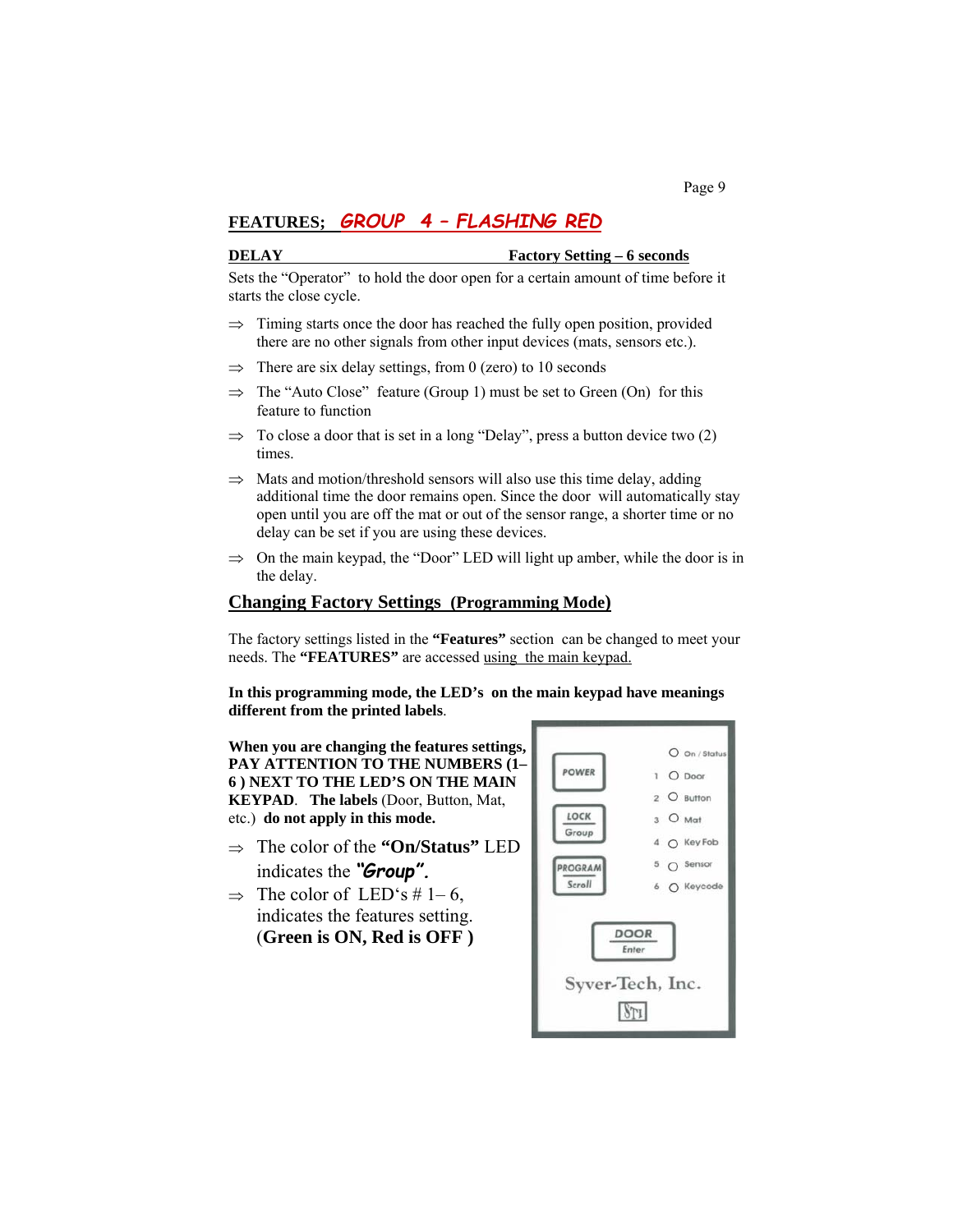## FEATURES; *GROUP 4 – FLASHING RED*

**DELAY** **Factory Setting – 6 seconds**

Sets the "Operator" to hold the door open for a certain amount of time before it starts the close cycle.

⇒ Timing starts once the door has reached the fully open position, provided there are no other signals from other input devices (mats, sensors etc.).

⇒ There are six delay settings, from 0 (zero) to 10 seconds

⇒ The "Auto Close" feature (Group 1) must be set to Green (On) for this feature to function

⇒ To close a door that is set in a long "Delay", press a button device two (2) times.

⇒ Mats and motion/threshold sensors will also use this time delay, adding additional time the door remains open. Since the door will automatically stay open until you are off the mat or out of the sensor range, a shorter time or no delay can be set if you are using these devices.

⇒ On the main keypad, the "Door" LED will light up amber, while the door is in the delay.

## Changing Factory Settings (Programming Mode)

The factory settings listed in the **"Features"** section can be changed to meet your needs. The **"FEATURES"** are accessed using the main keypad.

**In this programming mode, the LED's on the main keypad have meanings different from the printed labels**.

**When you are changing the features settings, PAY ATTENTION TO THE NUMBERS (1–6 ) NEXT TO THE LED'S ON THE MAIN KEYPAD**. **The labels** (Door, Button, Mat, etc.) **do not apply in this mode.**

⇒ The color of the **"On/Status"** LED indicates the ***"Group"***.

⇒ The color of LED's # 1– 6, indicates the features setting. (**Green is ON, Red is OFF )**

POWER | On / Status
LOCK Group | 1 Door
PROGRAM Scroll | 2 Button
| 3 Mat
| 4 Key Fob
| 5 Sensor
| 6 Keycode

DOOR Enter

Syver-Tech, Inc.

STI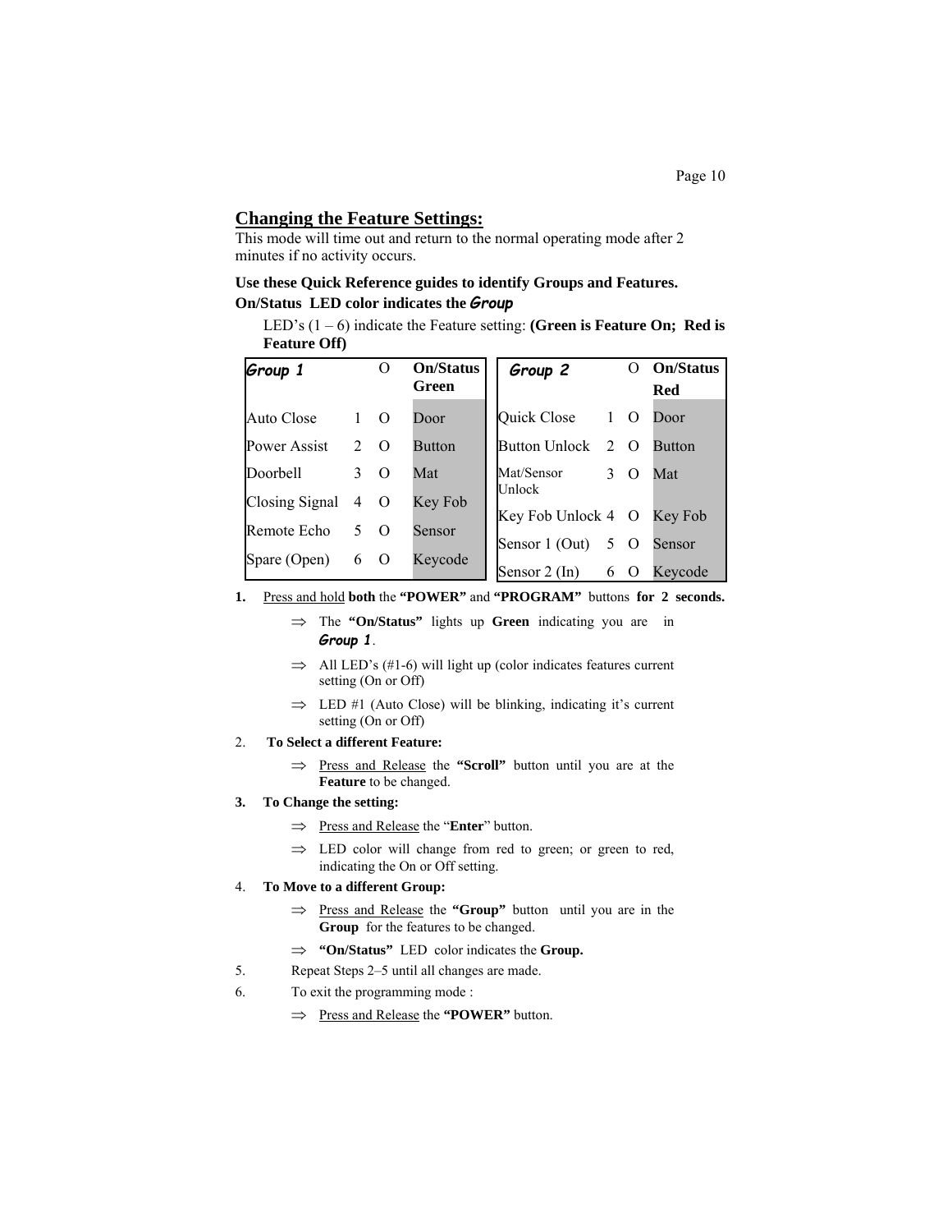## Changing the Feature Settings:

This mode will time out and return to the normal operating mode after 2 minutes if no activity occurs.

**Use these Quick Reference guides to identify Groups and Features.**

**On/Status LED color indicates the *Group***

LED's (1 – 6) indicate the Feature setting: **(Green is Feature On; Red is Feature Off)**

| ***Group 1*** | | O | **On/Status Green** |
|---|---|---|---|
| Auto Close | 1 | O | Door |
| Power Assist | 2 | O | Button |
| Doorbell | 3 | O | Mat |
| Closing Signal | 4 | O | Key Fob |
| Remote Echo | 5 | O | Sensor |
| Spare (Open) | 6 | O | Keycode |

| ***Group 2*** | | O | **On/Status Red** |
|---|---|---|---|
| Quick Close | 1 | O | Door |
| Button Unlock | 2 | O | Button |
| Mat/Sensor Unlock | 3 | O | Mat |
| Key Fob Unlock | 4 | O | Key Fob |
| Sensor 1 (Out) | 5 | O | Sensor |
| Sensor 2 (In) | 6 | O | Keycode |

1. Press and hold **both** the **"POWER"** and **"PROGRAM"** buttons **for 2 seconds.**
   - ⇒ The **"On/Status"** lights up **Green** indicating you are in ***Group 1***.
   - ⇒ All LED's (#1-6) will light up (color indicates features current setting (On or Off)
   - ⇒ LED #1 (Auto Close) will be blinking, indicating it's current setting (On or Off)
2. **To Select a different Feature:**
   - ⇒ Press and Release the **"Scroll"** button until you are at the **Feature** to be changed.
3. **To Change the setting:**
   - ⇒ Press and Release the "**Enter**" button.
   - ⇒ LED color will change from red to green; or green to red, indicating the On or Off setting.
4. **To Move to a different Group:**
   - ⇒ Press and Release the **"Group"** button until you are in the **Group** for the features to be changed.
   - ⇒ **"On/Status"** LED color indicates the **Group.**
5. Repeat Steps 2–5 until all changes are made.
6. To exit the programming mode :
   - ⇒ Press and Release the **"POWER"** button.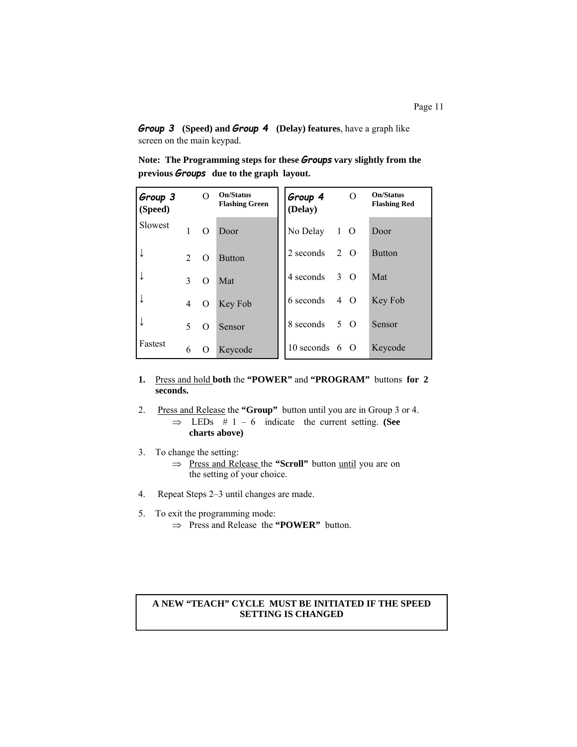***Group 3* (Speed) and *Group 4* (Delay) features**, have a graph like screen on the main keypad.

**Note: The Programming steps for these *Groups* vary slightly from the previous *Groups* due to the graph layout.**

| ***Group 3* (Speed)** | | O | **On/Status Flashing Green** |
|---|---|---|---|
| Slowest | 1 | O | Door |
| ↓ | 2 | O | Button |
| ↓ | 3 | O | Mat |
| ↓ | 4 | O | Key Fob |
| ↓ | 5 | O | Sensor |
| Fastest | 6 | O | Keycode |

| ***Group 4* (Delay)** | | O | **On/Status Flashing Red** |
|---|---|---|---|
| No Delay | 1 | O | Door |
| 2 seconds | 2 | O | Button |
| 4 seconds | 3 | O | Mat |
| 6 seconds | 4 | O | Key Fob |
| 8 seconds | 5 | O | Sensor |
| 10 seconds | 6 | O | Keycode |

1. Press and hold **both** the **"POWER"** and **"PROGRAM"** buttons **for 2 seconds.**
2. Press and Release the **"Group"** button until you are in Group 3 or 4.
   ⇒ LEDs # 1 – 6 indicate the current setting. **(See charts above)**
3. To change the setting:
   ⇒ Press and Release the **"Scroll"** button until you are on the setting of your choice.
4. Repeat Steps 2–3 until changes are made.
5. To exit the programming mode:
   ⇒ Press and Release the **"POWER"** button.

**A NEW "TEACH" CYCLE MUST BE INITIATED IF THE SPEED SETTING IS CHANGED**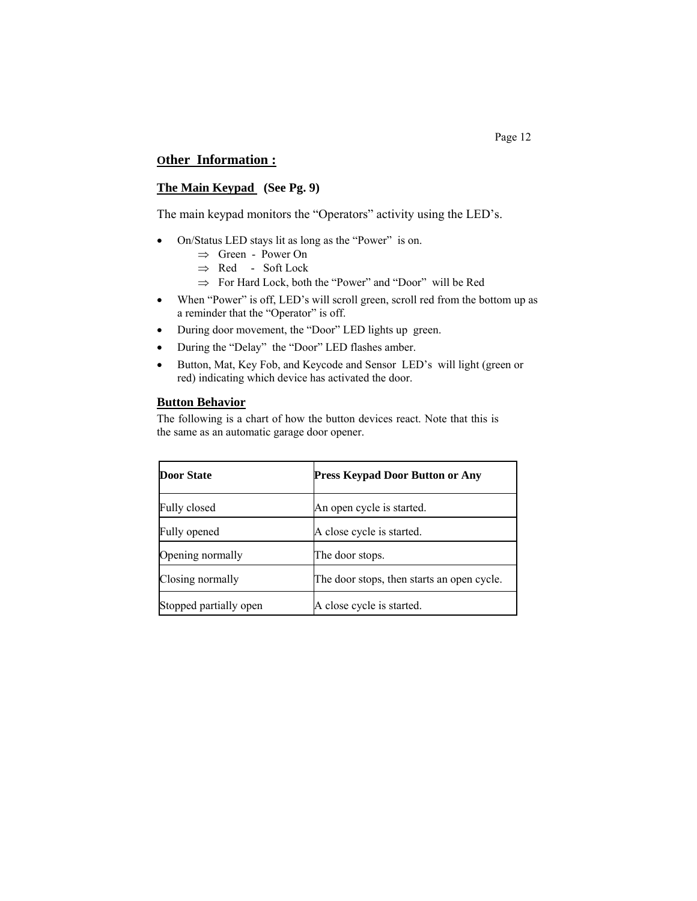## Other Information :

### The Main Keypad (See Pg. 9)

The main keypad monitors the “Operators” activity using the LED’s.

- On/Status LED stays lit as long as the “Power” is on.
  - ⇒ Green - Power On
  - ⇒ Red - Soft Lock
  - ⇒ For Hard Lock, both the “Power” and “Door” will be Red
- When “Power” is off, LED’s will scroll green, scroll red from the bottom up as a reminder that the “Operator” is off.
- During door movement, the “Door” LED lights up green.
- During the “Delay” the “Door” LED flashes amber.
- Button, Mat, Key Fob, and Keycode and Sensor LED’s will light (green or red) indicating which device has activated the door.

### Button Behavior

The following is a chart of how the button devices react. Note that this is the same as an automatic garage door opener.

| Door State | Press Keypad Door Button or Any |
| --- | --- |
| Fully closed | An open cycle is started. |
| Fully opened | A close cycle is started. |
| Opening normally | The door stops. |
| Closing normally | The door stops, then starts an open cycle. |
| Stopped partially open | A close cycle is started. |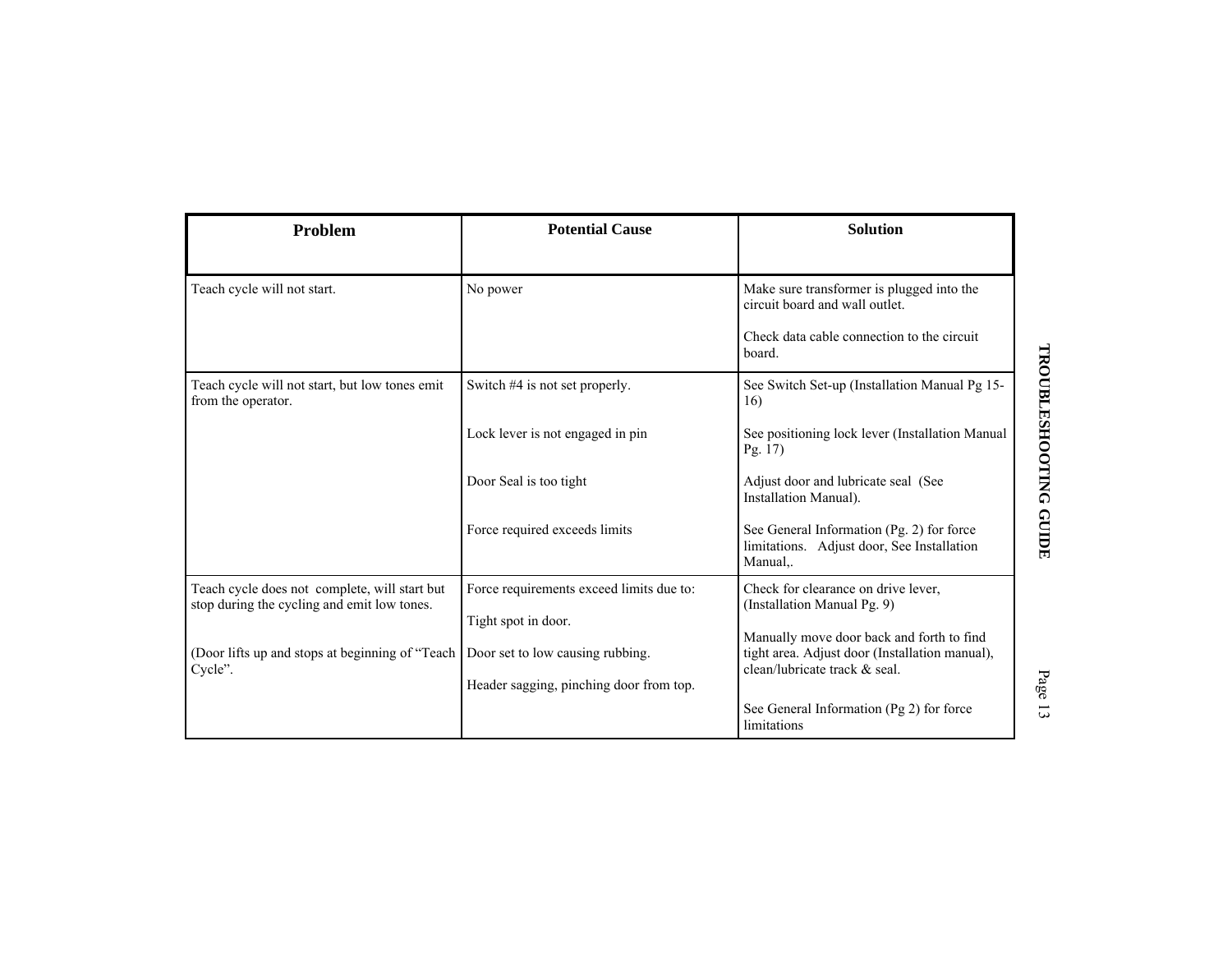| Problem | Potential Cause | Solution |
|---|---|---|
| Teach cycle will not start. | No power | Make sure transformer is plugged into the circuit board and wall outlet.<br><br>Check data cable connection to the circuit board. |
| Teach cycle will not start, but low tones emit from the operator. | Switch #4 is not set properly. | See Switch Set-up (Installation Manual Pg 15-16) |
| | Lock lever is not engaged in pin | See positioning lock lever (Installation Manual Pg. 17) |
| | Door Seal is too tight | Adjust door and lubricate seal (See Installation Manual). |
| | Force required exceeds limits | See General Information (Pg. 2) for force limitations. Adjust door, See Installation Manual,. |
| Teach cycle does not complete, will start but stop during the cycling and emit low tones.<br><br>(Door lifts up and stops at beginning of "Teach Cycle". | Force requirements exceed limits due to:<br><br>Tight spot in door.<br><br>Door set to low causing rubbing.<br><br>Header sagging, pinching door from top. | Check for clearance on drive lever, (Installation Manual Pg. 9)<br><br>Manually move door back and forth to find tight area. Adjust door (Installation manual), clean/lubricate track & seal.<br><br>See General Information (Pg 2) for force limitations |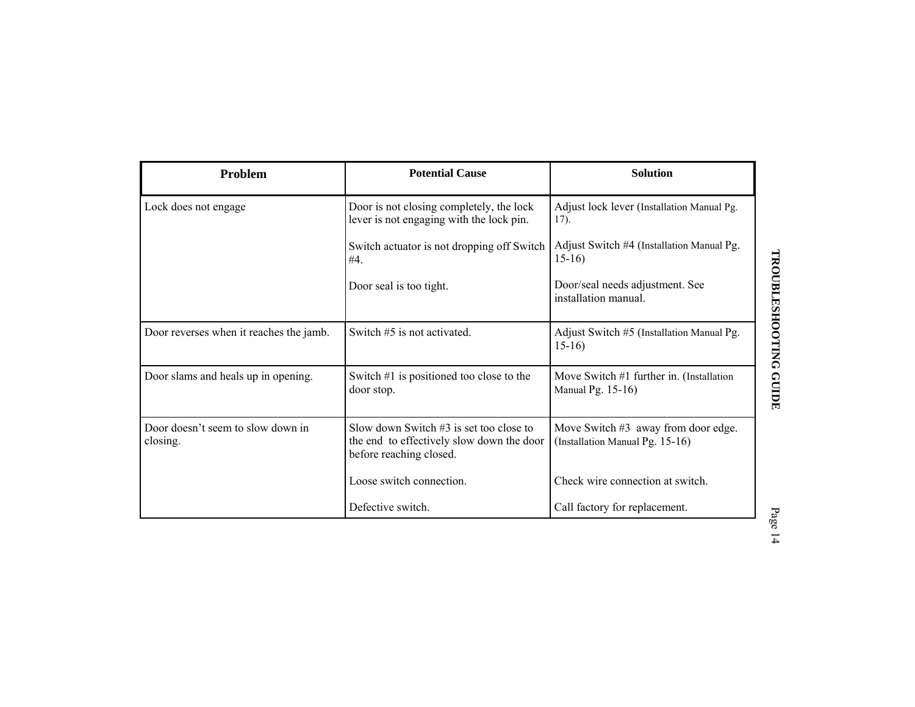| Problem | Potential Cause | Solution |
|---|---|---|
| Lock does not engage | Door is not closing completely, the lock lever is not engaging with the lock pin. | Adjust lock lever (Installation Manual Pg. 17). |
| | Switch actuator is not dropping off Switch #4. | Adjust Switch #4 (Installation Manual Pg. 15-16) |
| | Door seal is too tight. | Door/seal needs adjustment. See installation manual. |
| Door reverses when it reaches the jamb. | Switch #5 is not activated. | Adjust Switch #5 (Installation Manual Pg. 15-16) |
| Door slams and heals up in opening. | Switch #1 is positioned too close to the door stop. | Move Switch #1 further in. (Installation Manual Pg. 15-16) |
| Door doesn't seem to slow down in closing. | Slow down Switch #3 is set too close to the end to effectively slow down the door before reaching closed. | Move Switch #3 away from door edge. (Installation Manual Pg. 15-16) |
| | Loose switch connection. | Check wire connection at switch. |
| | Defective switch. | Call factory for replacement. |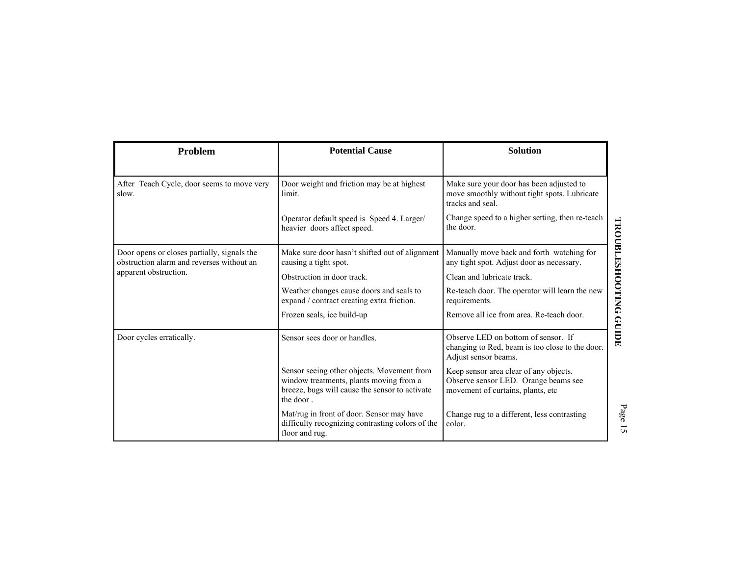# TROUBLESHOOTING GUIDE

| Problem | Potential Cause | Solution |
|---|---|---|
| After Teach Cycle, door seems to move very slow. | Door weight and friction may be at highest limit. | Make sure your door has been adjusted to move smoothly without tight spots. Lubricate tracks and seal. |
| | Operator default speed is Speed 4. Larger/ heavier doors affect speed. | Change speed to a higher setting, then re-teach the door. |
| Door opens or closes partially, signals the obstruction alarm and reverses without an apparent obstruction. | Make sure door hasn't shifted out of alignment causing a tight spot. | Manually move back and forth watching for any tight spot. Adjust door as necessary. |
| | Obstruction in door track. | Clean and lubricate track. |
| | Weather changes cause doors and seals to expand / contract creating extra friction. | Re-teach door. The operator will learn the new requirements. |
| | Frozen seals, ice build-up | Remove all ice from area. Re-teach door. |
| Door cycles erratically. | Sensor sees door or handles. | Observe LED on bottom of sensor. If changing to Red, beam is too close to the door. Adjust sensor beams. |
| | Sensor seeing other objects. Movement from window treatments, plants moving from a breeze, bugs will cause the sensor to activate the door . | Keep sensor area clear of any objects. Observe sensor LED. Orange beams see movement of curtains, plants, etc |
| | Mat/rug in front of door. Sensor may have difficulty recognizing contrasting colors of the floor and rug. | Change rug to a different, less contrasting color. |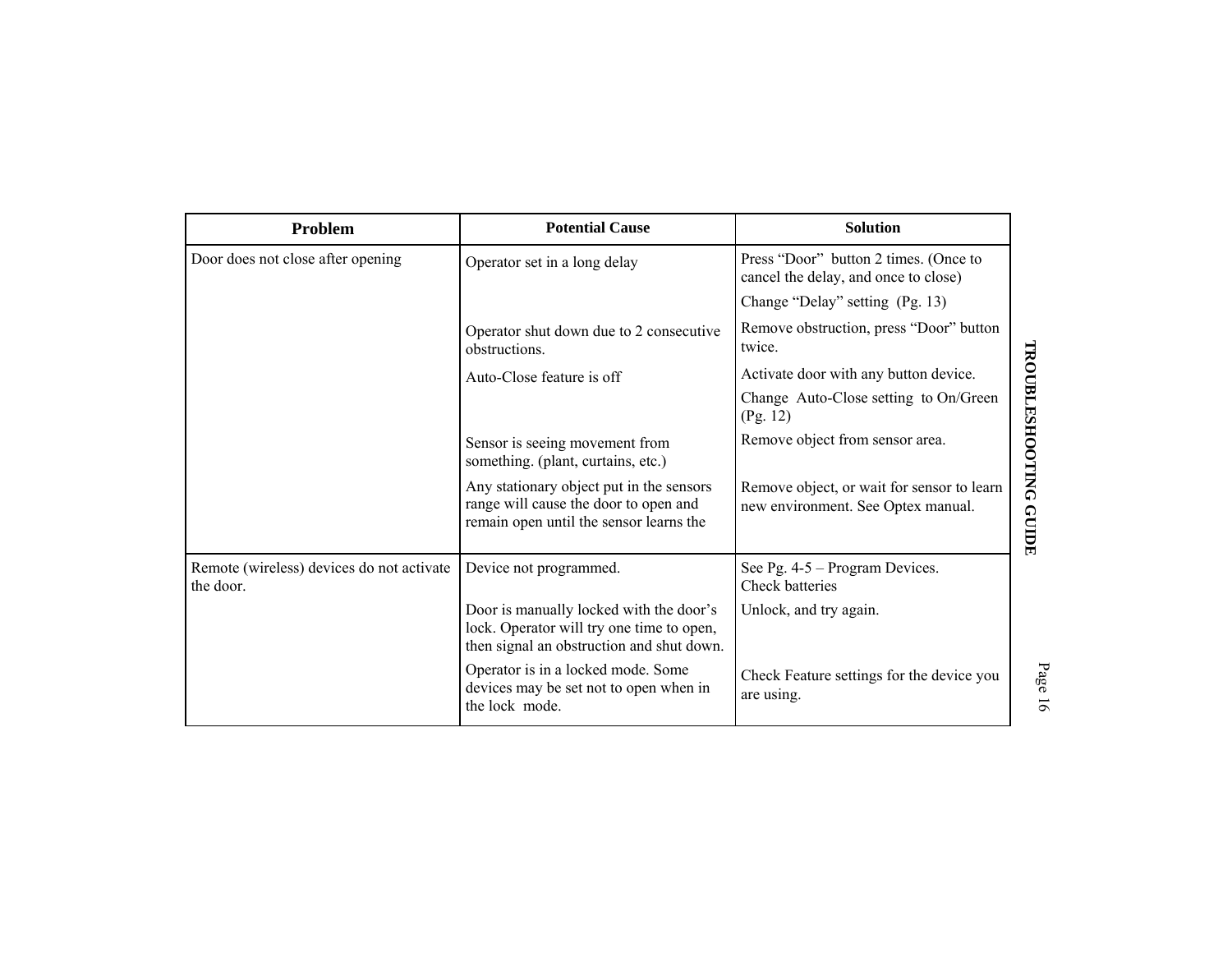## TROUBLESHOOTING GUIDE

| Problem | Potential Cause | Solution |
|---|---|---|
| Door does not close after opening | Operator set in a long delay | Press “Door” button 2 times. (Once to cancel the delay, and once to close) |
| | | Change “Delay” setting (Pg. 13) |
| | Operator shut down due to 2 consecutive obstructions. | Remove obstruction, press “Door” button twice. |
| | Auto-Close feature is off | Activate door with any button device. |
| | | Change Auto-Close setting to On/Green (Pg. 12) |
| | Sensor is seeing movement from something. (plant, curtains, etc.) | Remove object from sensor area. |
| | Any stationary object put in the sensors range will cause the door to open and remain open until the sensor learns the | Remove object, or wait for sensor to learn new environment. See Optex manual. |
| Remote (wireless) devices do not activate the door. | Device not programmed. | See Pg. 4-5 – Program Devices. Check batteries |
| | Door is manually locked with the door’s lock. Operator will try one time to open, then signal an obstruction and shut down. | Unlock, and try again. |
| | Operator is in a locked mode. Some devices may be set not to open when in the lock mode. | Check Feature settings for the device you are using. |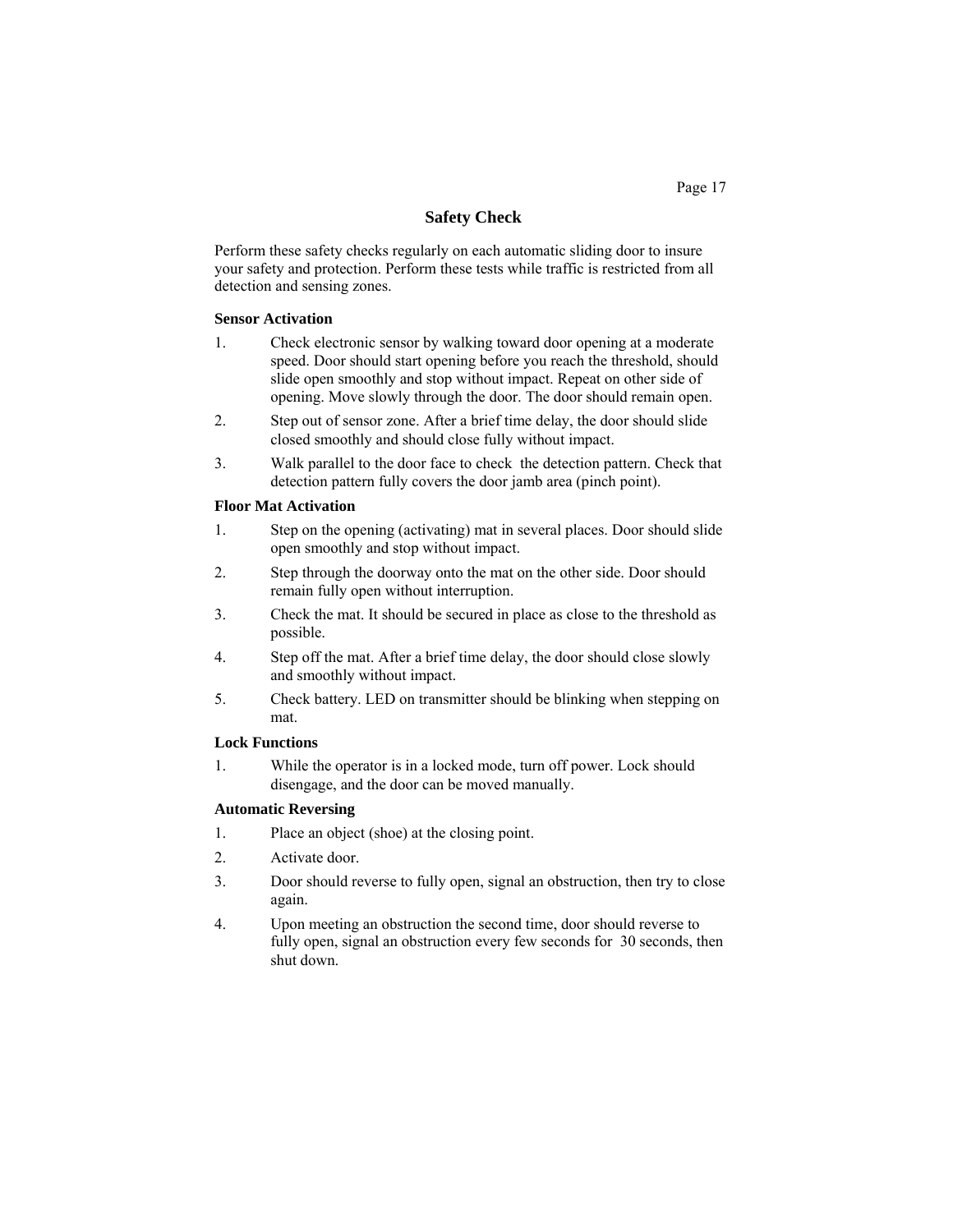# Safety Check

Perform these safety checks regularly on each automatic sliding door to insure your safety and protection. Perform these tests while traffic is restricted from all detection and sensing zones.

### Sensor Activation

1. Check electronic sensor by walking toward door opening at a moderate speed. Door should start opening before you reach the threshold, should slide open smoothly and stop without impact. Repeat on other side of opening. Move slowly through the door. The door should remain open.
2. Step out of sensor zone. After a brief time delay, the door should slide closed smoothly and should close fully without impact.
3. Walk parallel to the door face to check the detection pattern. Check that detection pattern fully covers the door jamb area (pinch point).

### Floor Mat Activation

1. Step on the opening (activating) mat in several places. Door should slide open smoothly and stop without impact.
2. Step through the doorway onto the mat on the other side. Door should remain fully open without interruption.
3. Check the mat. It should be secured in place as close to the threshold as possible.
4. Step off the mat. After a brief time delay, the door should close slowly and smoothly without impact.
5. Check battery. LED on transmitter should be blinking when stepping on mat.

### Lock Functions

1. While the operator is in a locked mode, turn off power. Lock should disengage, and the door can be moved manually.

### Automatic Reversing

1. Place an object (shoe) at the closing point.
2. Activate door.
3. Door should reverse to fully open, signal an obstruction, then try to close again.
4. Upon meeting an obstruction the second time, door should reverse to fully open, signal an obstruction every few seconds for 30 seconds, then shut down.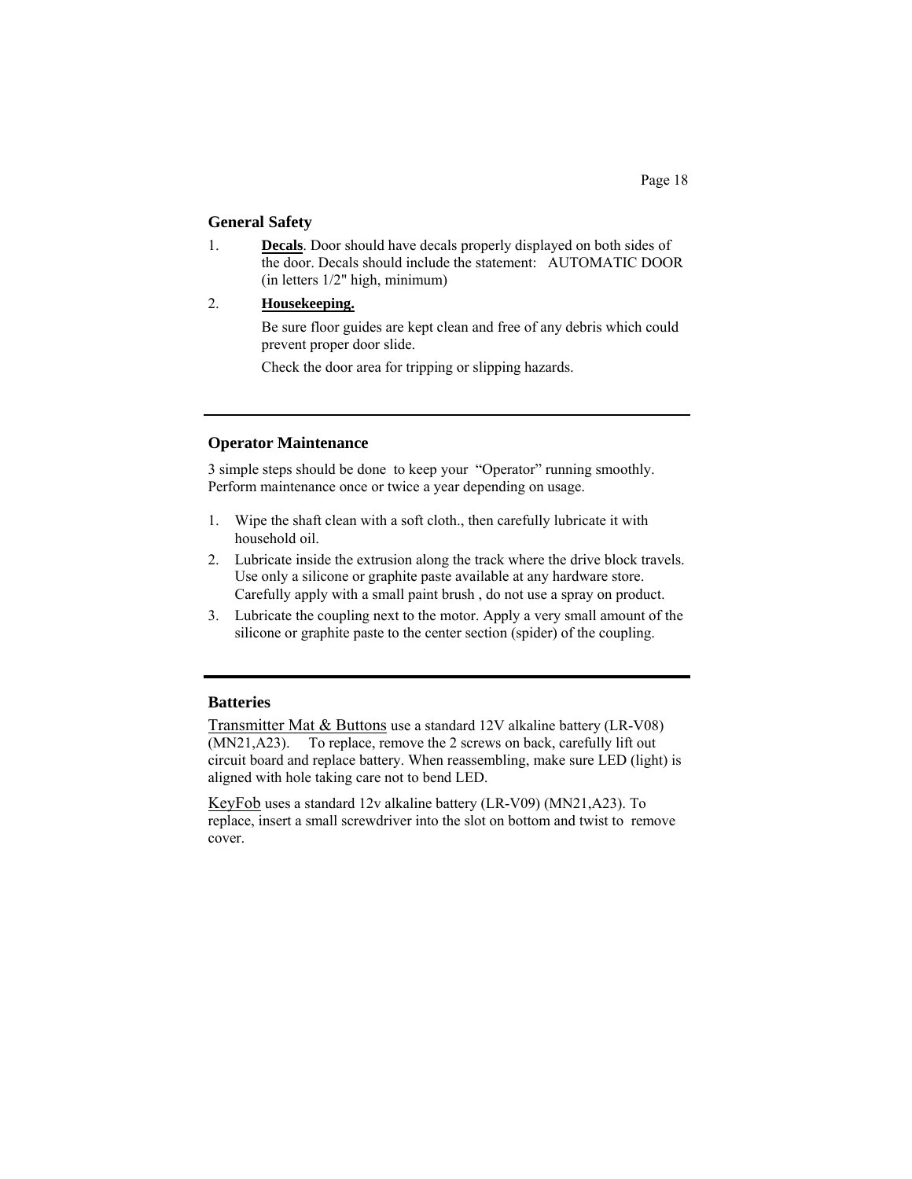## General Safety

1. **Decals**. Door should have decals properly displayed on both sides of the door. Decals should include the statement: AUTOMATIC DOOR (in letters 1/2" high, minimum)

2. **Housekeeping.**

   Be sure floor guides are kept clean and free of any debris which could prevent proper door slide.

   Check the door area for tripping or slipping hazards.

---

## Operator Maintenance

3 simple steps should be done to keep your "Operator" running smoothly. Perform maintenance once or twice a year depending on usage.

1. Wipe the shaft clean with a soft cloth., then carefully lubricate it with household oil.
2. Lubricate inside the extrusion along the track where the drive block travels. Use only a silicone or graphite paste available at any hardware store. Carefully apply with a small paint brush , do not use a spray on product.
3. Lubricate the coupling next to the motor. Apply a very small amount of the silicone or graphite paste to the center section (spider) of the coupling.

---

## Batteries

Transmitter Mat & Buttons use a standard 12V alkaline battery (LR-V08) (MN21,A23). To replace, remove the 2 screws on back, carefully lift out circuit board and replace battery. When reassembling, make sure LED (light) is aligned with hole taking care not to bend LED.

KeyFob uses a standard 12v alkaline battery (LR-V09) (MN21,A23). To replace, insert a small screwdriver into the slot on bottom and twist to remove cover.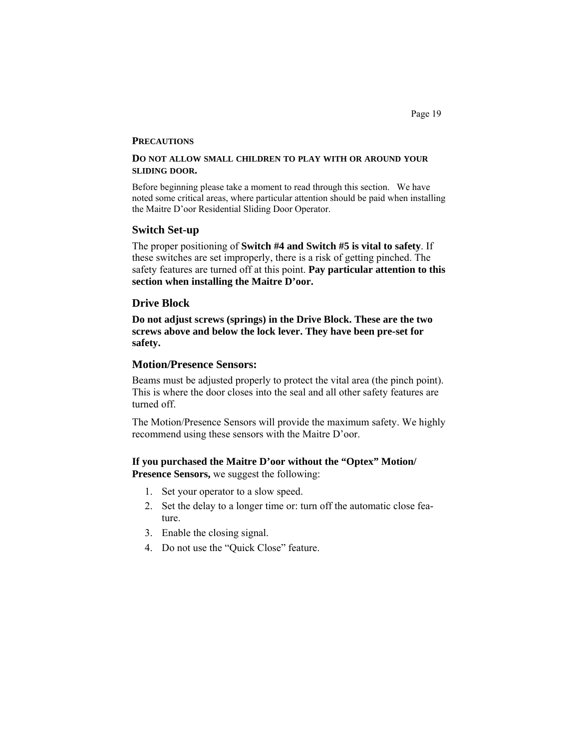## PRECAUTIONS

**DO NOT ALLOW SMALL CHILDREN TO PLAY WITH OR AROUND YOUR SLIDING DOOR.**

Before beginning please take a moment to read through this section. We have noted some critical areas, where particular attention should be paid when installing the Maitre D'oor Residential Sliding Door Operator.

### Switch Set-up

The proper positioning of **Switch #4 and Switch #5 is vital to safety**. If these switches are set improperly, there is a risk of getting pinched. The safety features are turned off at this point. **Pay particular attention to this section when installing the Maitre D'oor.**

### Drive Block

**Do not adjust screws (springs) in the Drive Block. These are the two screws above and below the lock lever. They have been pre-set for safety.**

### Motion/Presence Sensors:

Beams must be adjusted properly to protect the vital area (the pinch point). This is where the door closes into the seal and all other safety features are turned off.

The Motion/Presence Sensors will provide the maximum safety. We highly recommend using these sensors with the Maitre D'oor.

**If you purchased the Maitre D'oor without the "Optex" Motion/ Presence Sensors,** we suggest the following:

1. Set your operator to a slow speed.
2. Set the delay to a longer time or: turn off the automatic close feature.
3. Enable the closing signal.
4. Do not use the "Quick Close" feature.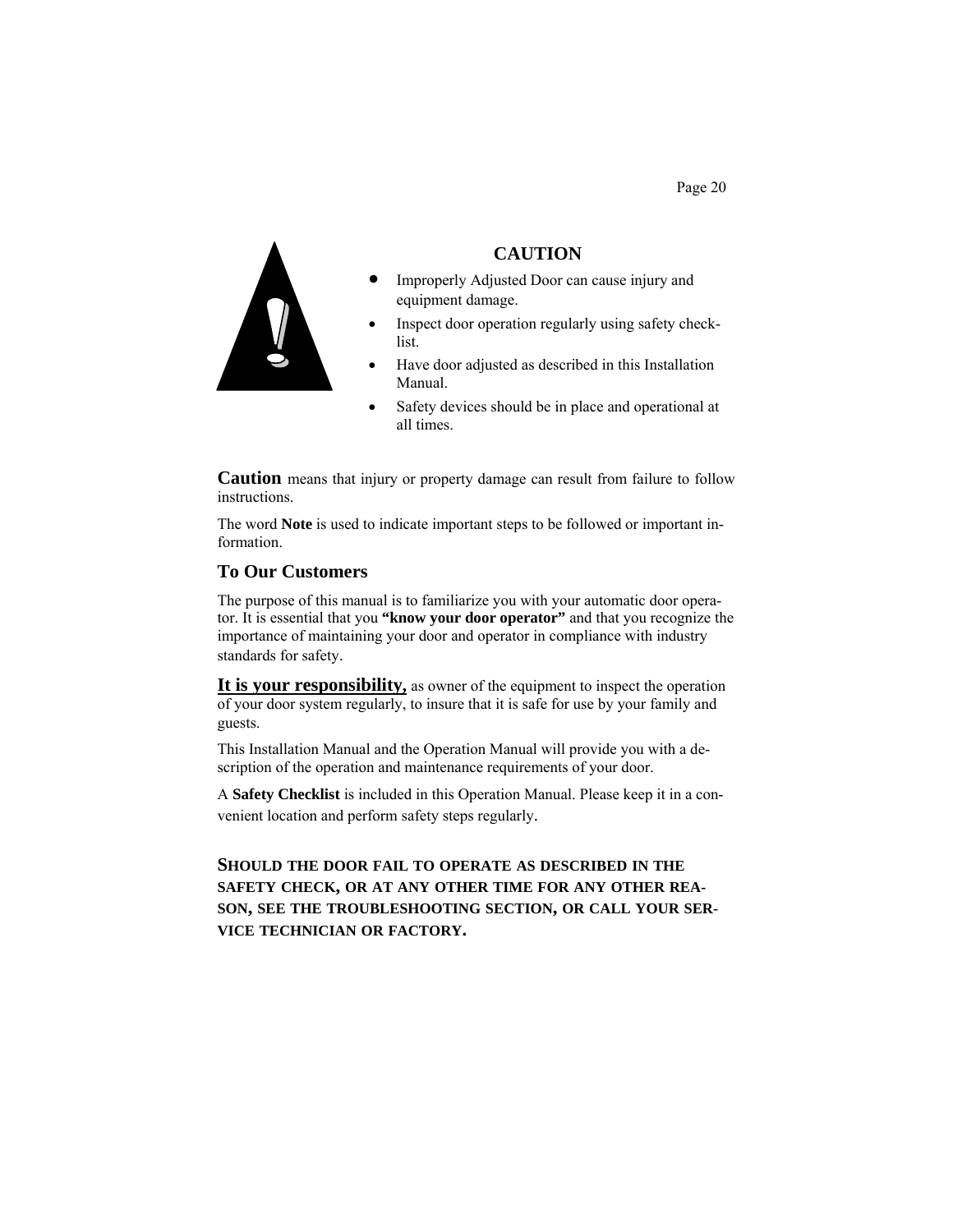## CAUTION

- Improperly Adjusted Door can cause injury and equipment damage.
- Inspect door operation regularly using safety checklist.
- Have door adjusted as described in this Installation Manual.
- Safety devices should be in place and operational at all times.

**Caution** means that injury or property damage can result from failure to follow instructions.

The word **Note** is used to indicate important steps to be followed or important information.

### To Our Customers

The purpose of this manual is to familiarize you with your automatic door operator. It is essential that you **"know your door operator"** and that you recognize the importance of maintaining your door and operator in compliance with industry standards for safety.

**It is your responsibility,** as owner of the equipment to inspect the operation of your door system regularly, to insure that it is safe for use by your family and guests.

This Installation Manual and the Operation Manual will provide you with a description of the operation and maintenance requirements of your door.

A **Safety Checklist** is included in this Operation Manual. Please keep it in a convenient location and perform safety steps regularly.

**SHOULD THE DOOR FAIL TO OPERATE AS DESCRIBED IN THE SAFETY CHECK, OR AT ANY OTHER TIME FOR ANY OTHER REASON, SEE THE TROUBLESHOOTING SECTION, OR CALL YOUR SERVICE TECHNICIAN OR FACTORY.**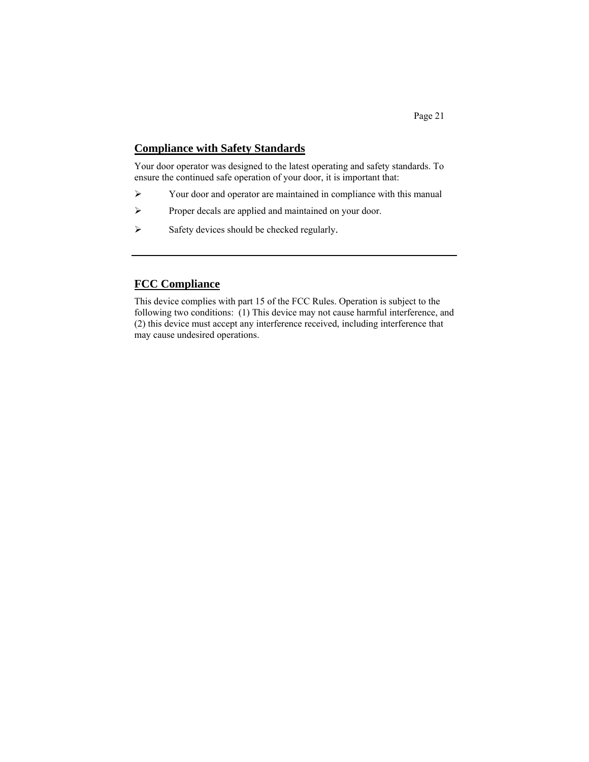## Compliance with Safety Standards

Your door operator was designed to the latest operating and safety standards. To ensure the continued safe operation of your door, it is important that:

- Your door and operator are maintained in compliance with this manual
- Proper decals are applied and maintained on your door.
- Safety devices should be checked regularly.

---

## FCC Compliance

This device complies with part 15 of the FCC Rules. Operation is subject to the following two conditions: (1) This device may not cause harmful interference, and (2) this device must accept any interference received, including interference that may cause undesired operations.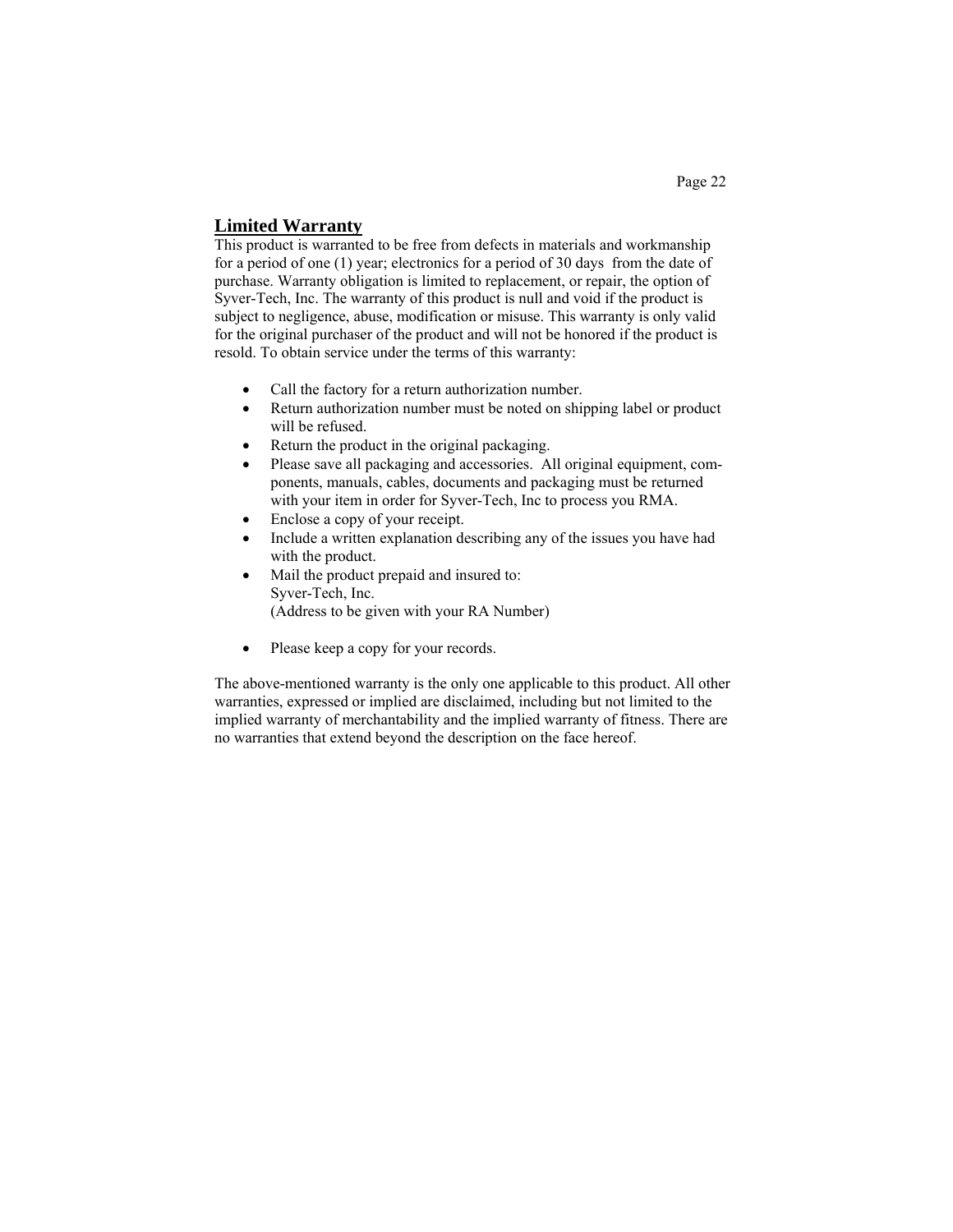## Limited Warranty

This product is warranted to be free from defects in materials and workmanship for a period of one (1) year; electronics for a period of 30 days from the date of purchase. Warranty obligation is limited to replacement, or repair, the option of Syver-Tech, Inc. The warranty of this product is null and void if the product is subject to negligence, abuse, modification or misuse. This warranty is only valid for the original purchaser of the product and will not be honored if the product is resold. To obtain service under the terms of this warranty:

- Call the factory for a return authorization number.
- Return authorization number must be noted on shipping label or product will be refused.
- Return the product in the original packaging.
- Please save all packaging and accessories. All original equipment, components, manuals, cables, documents and packaging must be returned with your item in order for Syver-Tech, Inc to process you RMA.
- Enclose a copy of your receipt.
- Include a written explanation describing any of the issues you have had with the product.
- Mail the product prepaid and insured to:
  Syver-Tech, Inc.
  (Address to be given with your RA Number)

- Please keep a copy for your records.

The above-mentioned warranty is the only one applicable to this product. All other warranties, expressed or implied are disclaimed, including but not limited to the implied warranty of merchantability and the implied warranty of fitness. There are no warranties that extend beyond the description on the face hereof.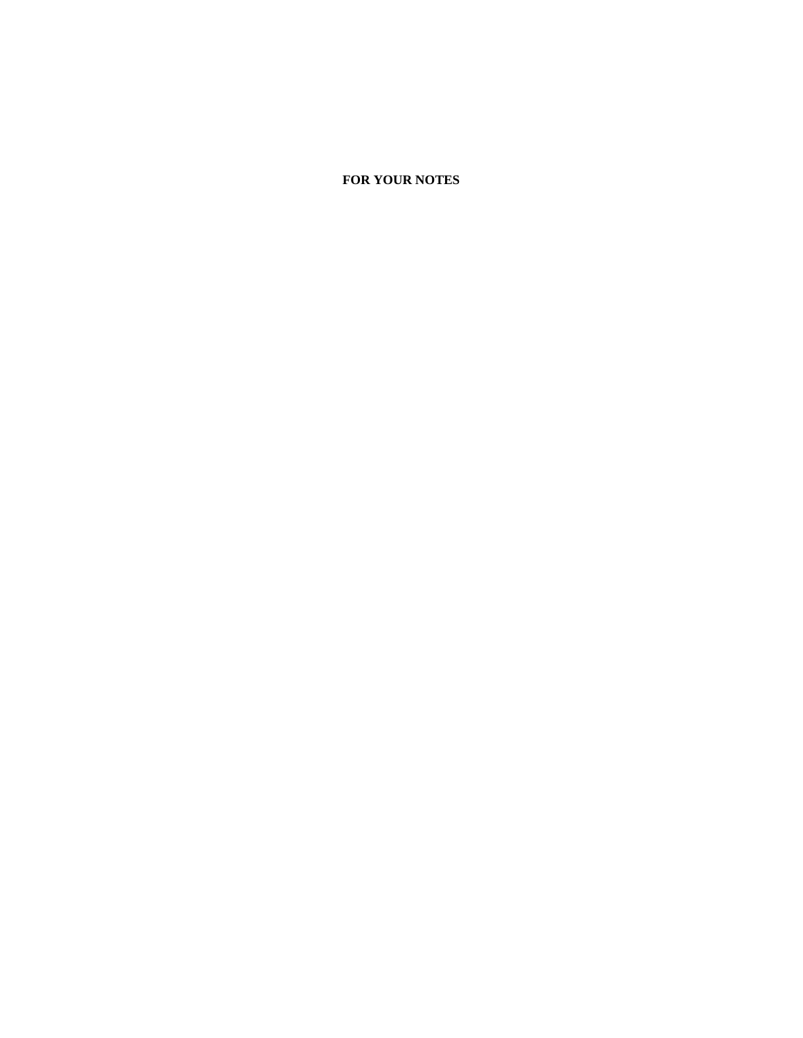**FOR YOUR NOTES**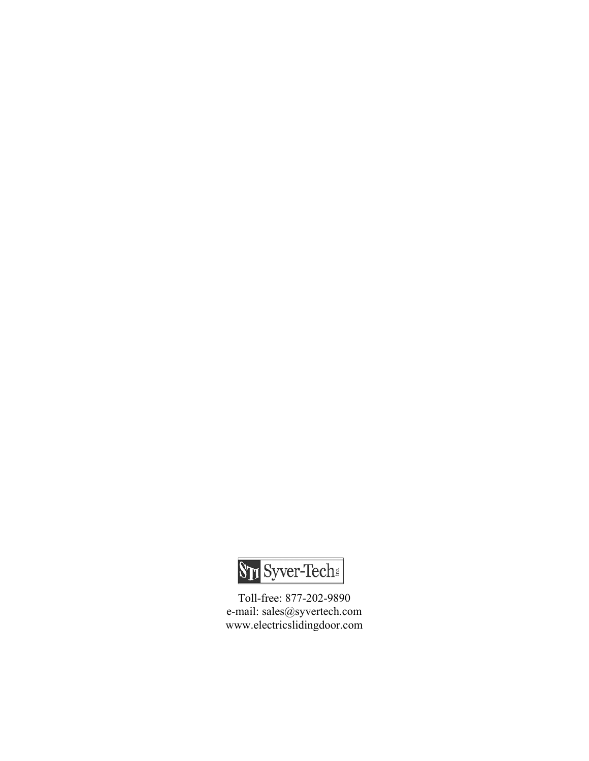STI Syver-Tech inc.

Toll-free: 877-202-9890
e-mail: sales@syvertech.com
www.electricslidingdoor.com